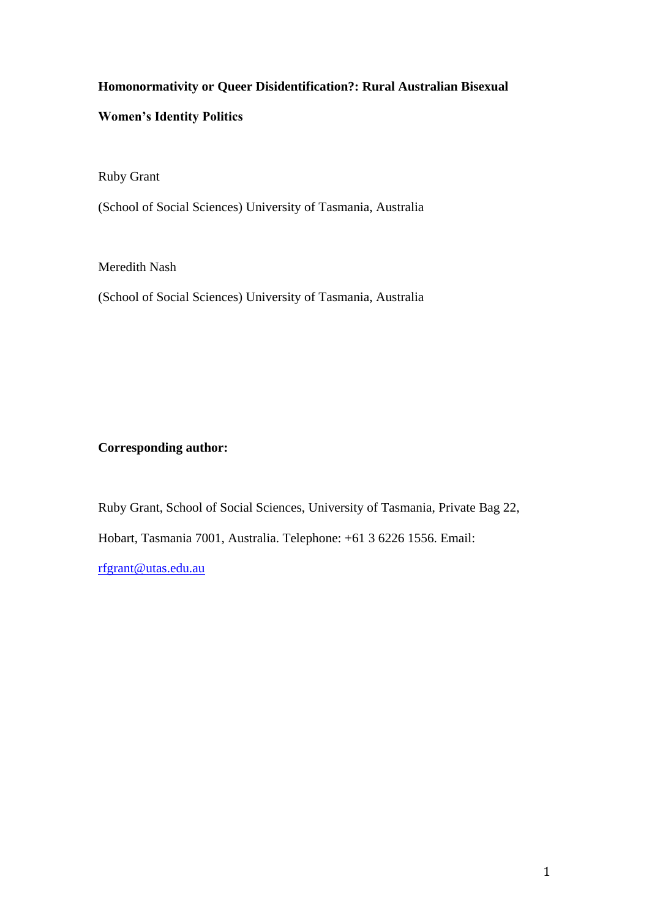# Homonormativity or Queer Disidentification?: Rural Australian Bisexual Women's Identity Politics

Ruby Grant

(School of Social Sciences) University of Tasmania, Australia

Meredith Nash

(School of Social Sciences) University of Tasmania, Australia

**Corresponding author:**

Ruby Grant, School of Social Sciences, University of Tasmania, Private Bag 22, Hobart, Tasmania 7001, Australia. Telephone: +61 3 6226 1556. Email: rfgrant@utas.edu.au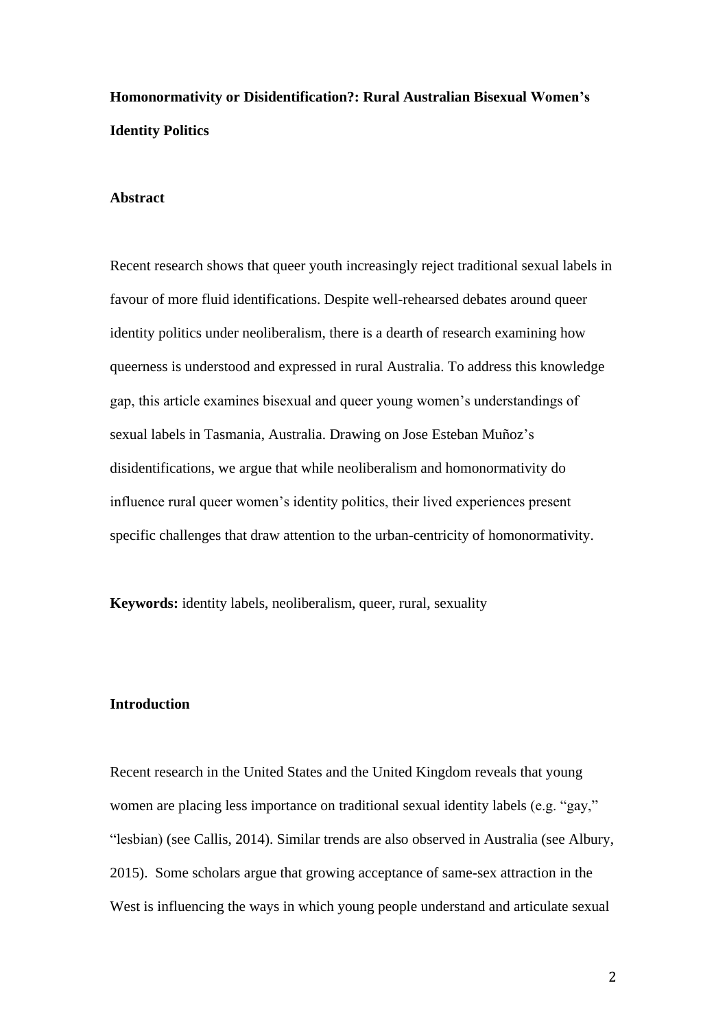**Homonormativity or Disidentification?: Rural Australian Bisexual Women's Identity Politics**

**Abstract**

Recent research shows that queer youth increasingly reject traditional sexual labels in favour of more fluid identifications. Despite well-rehearsed debates around queer identity politics under neoliberalism, there is a dearth of research examining how queerness is understood and expressed in rural Australia. To address this knowledge gap, this article examines bisexual and queer young women's understandings of sexual labels in Tasmania, Australia. Drawing on Jose Esteban Muñoz's disidentifications, we argue that while neoliberalism and homonormativity do influence rural queer women's identity politics, their lived experiences present specific challenges that draw attention to the urban-centricity of homonormativity.

**Keywords:** identity labels, neoliberalism, queer, rural, sexuality

**Introduction**

Recent research in the United States and the United Kingdom reveals that young women are placing less importance on traditional sexual identity labels (e.g. "gay," "lesbian) (see Callis, 2014). Similar trends are also observed in Australia (see Albury, 2015). Some scholars argue that growing acceptance of same-sex attraction in the West is influencing the ways in which young people understand and articulate sexual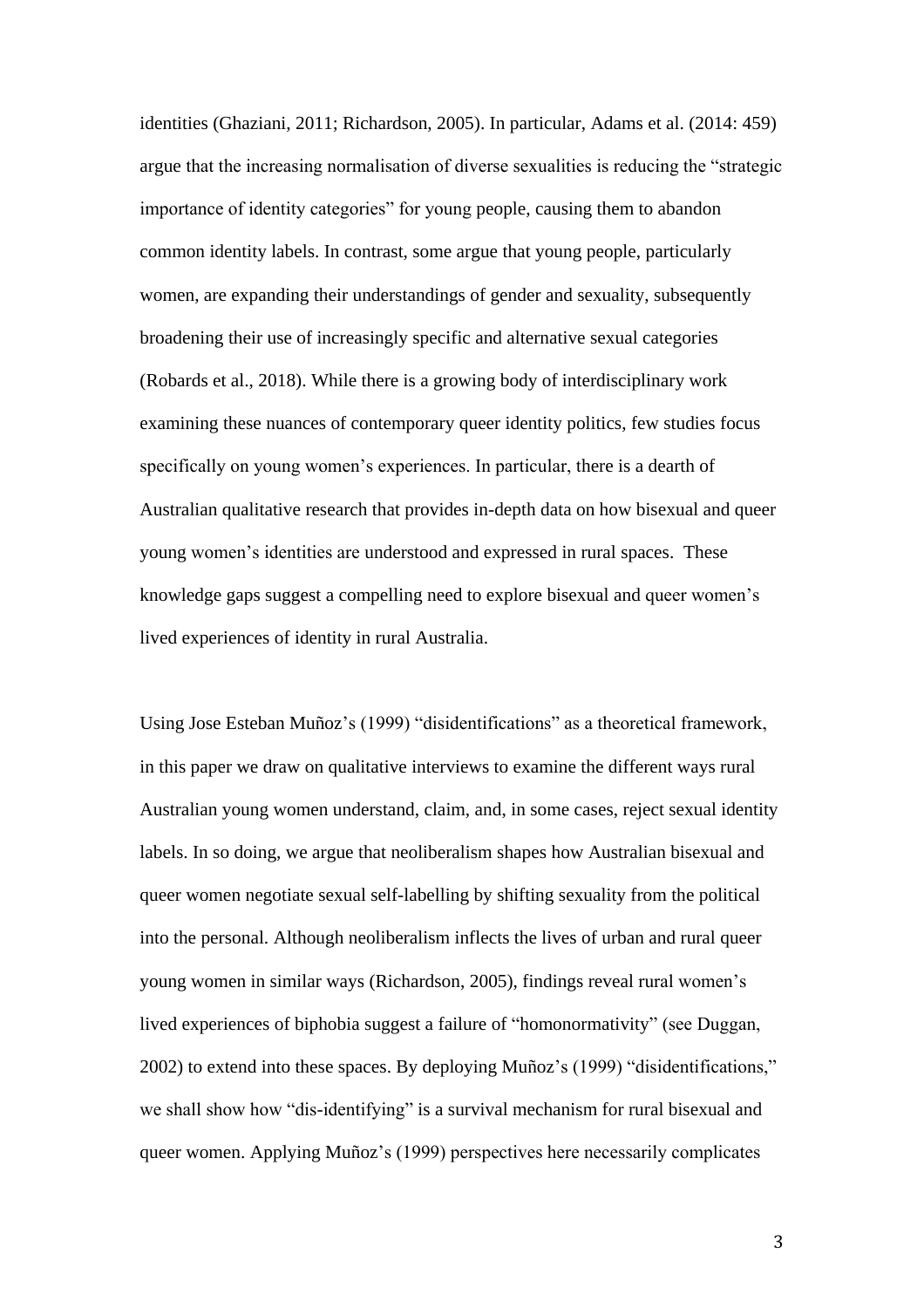identities (Ghaziani, 2011; Richardson, 2005). In particular, Adams et al. (2014: 459) argue that the increasing normalisation of diverse sexualities is reducing the "strategic importance of identity categories" for young people, causing them to abandon common identity labels. In contrast, some argue that young people, particularly women, are expanding their understandings of gender and sexuality, subsequently broadening their use of increasingly specific and alternative sexual categories (Robards et al., 2018). While there is a growing body of interdisciplinary work examining these nuances of contemporary queer identity politics, few studies focus specifically on young women's experiences. In particular, there is a dearth of Australian qualitative research that provides in-depth data on how bisexual and queer young women's identities are understood and expressed in rural spaces. These knowledge gaps suggest a compelling need to explore bisexual and queer women's lived experiences of identity in rural Australia.

Using Jose Esteban Muñoz's (1999) "disidentifications" as a theoretical framework, in this paper we draw on qualitative interviews to examine the different ways rural Australian young women understand, claim, and, in some cases, reject sexual identity labels. In so doing, we argue that neoliberalism shapes how Australian bisexual and queer women negotiate sexual self-labelling by shifting sexuality from the political into the personal. Although neoliberalism inflects the lives of urban and rural queer young women in similar ways (Richardson, 2005), findings reveal rural women's lived experiences of biphobia suggest a failure of "homonormativity" (see Duggan, 2002) to extend into these spaces. By deploying Muñoz's (1999) "disidentifications," we shall show how "dis-identifying" is a survival mechanism for rural bisexual and queer women. Applying Muñoz's (1999) perspectives here necessarily complicates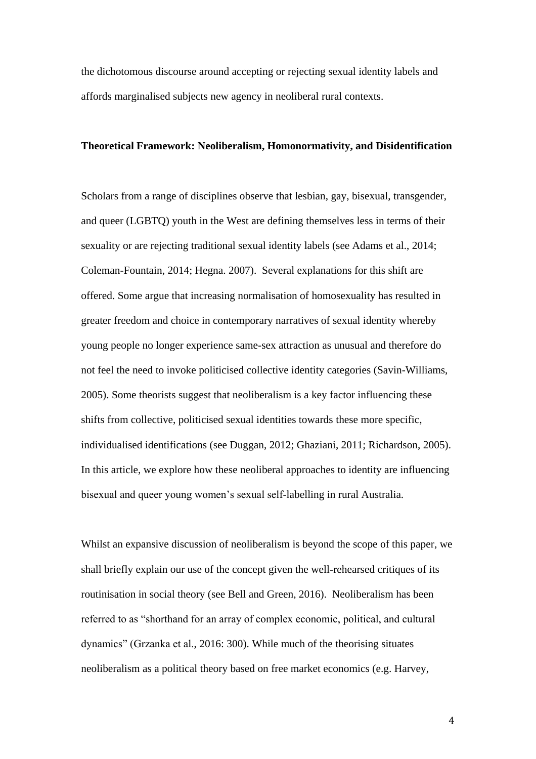the dichotomous discourse around accepting or rejecting sexual identity labels and affords marginalised subjects new agency in neoliberal rural contexts.

## Theoretical Framework: Neoliberalism, Homonormativity, and Disidentification

Scholars from a range of disciplines observe that lesbian, gay, bisexual, transgender, and queer (LGBTQ) youth in the West are defining themselves less in terms of their sexuality or are rejecting traditional sexual identity labels (see Adams et al., 2014; Coleman-Fountain, 2014; Hegna. 2007). Several explanations for this shift are offered. Some argue that increasing normalisation of homosexuality has resulted in greater freedom and choice in contemporary narratives of sexual identity whereby young people no longer experience same-sex attraction as unusual and therefore do not feel the need to invoke politicised collective identity categories (Savin-Williams, 2005). Some theorists suggest that neoliberalism is a key factor influencing these shifts from collective, politicised sexual identities towards these more specific, individualised identifications (see Duggan, 2012; Ghaziani, 2011; Richardson, 2005). In this article, we explore how these neoliberal approaches to identity are influencing bisexual and queer young women's sexual self-labelling in rural Australia.

Whilst an expansive discussion of neoliberalism is beyond the scope of this paper, we shall briefly explain our use of the concept given the well-rehearsed critiques of its routinisation in social theory (see Bell and Green, 2016). Neoliberalism has been referred to as "shorthand for an array of complex economic, political, and cultural dynamics" (Grzanka et al., 2016: 300). While much of the theorising situates neoliberalism as a political theory based on free market economics (e.g. Harvey,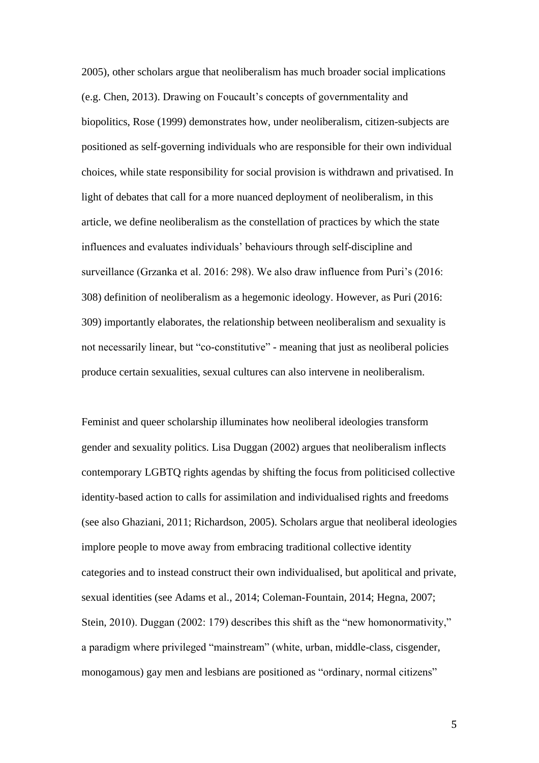2005), other scholars argue that neoliberalism has much broader social implications (e.g. Chen, 2013). Drawing on Foucault's concepts of governmentality and biopolitics, Rose (1999) demonstrates how, under neoliberalism, citizen-subjects are positioned as self-governing individuals who are responsible for their own individual choices, while state responsibility for social provision is withdrawn and privatised. In light of debates that call for a more nuanced deployment of neoliberalism, in this article, we define neoliberalism as the constellation of practices by which the state influences and evaluates individuals' behaviours through self-discipline and surveillance (Grzanka et al. 2016: 298). We also draw influence from Puri's (2016: 308) definition of neoliberalism as a hegemonic ideology. However, as Puri (2016: 309) importantly elaborates, the relationship between neoliberalism and sexuality is not necessarily linear, but "co-constitutive" - meaning that just as neoliberal policies produce certain sexualities, sexual cultures can also intervene in neoliberalism.

Feminist and queer scholarship illuminates how neoliberal ideologies transform gender and sexuality politics. Lisa Duggan (2002) argues that neoliberalism inflects contemporary LGBTQ rights agendas by shifting the focus from politicised collective identity-based action to calls for assimilation and individualised rights and freedoms (see also Ghaziani, 2011; Richardson, 2005). Scholars argue that neoliberal ideologies implore people to move away from embracing traditional collective identity categories and to instead construct their own individualised, but apolitical and private, sexual identities (see Adams et al., 2014; Coleman-Fountain, 2014; Hegna, 2007; Stein, 2010). Duggan (2002: 179) describes this shift as the "new homonormativity," a paradigm where privileged "mainstream" (white, urban, middle-class, cisgender, monogamous) gay men and lesbians are positioned as "ordinary, normal citizens"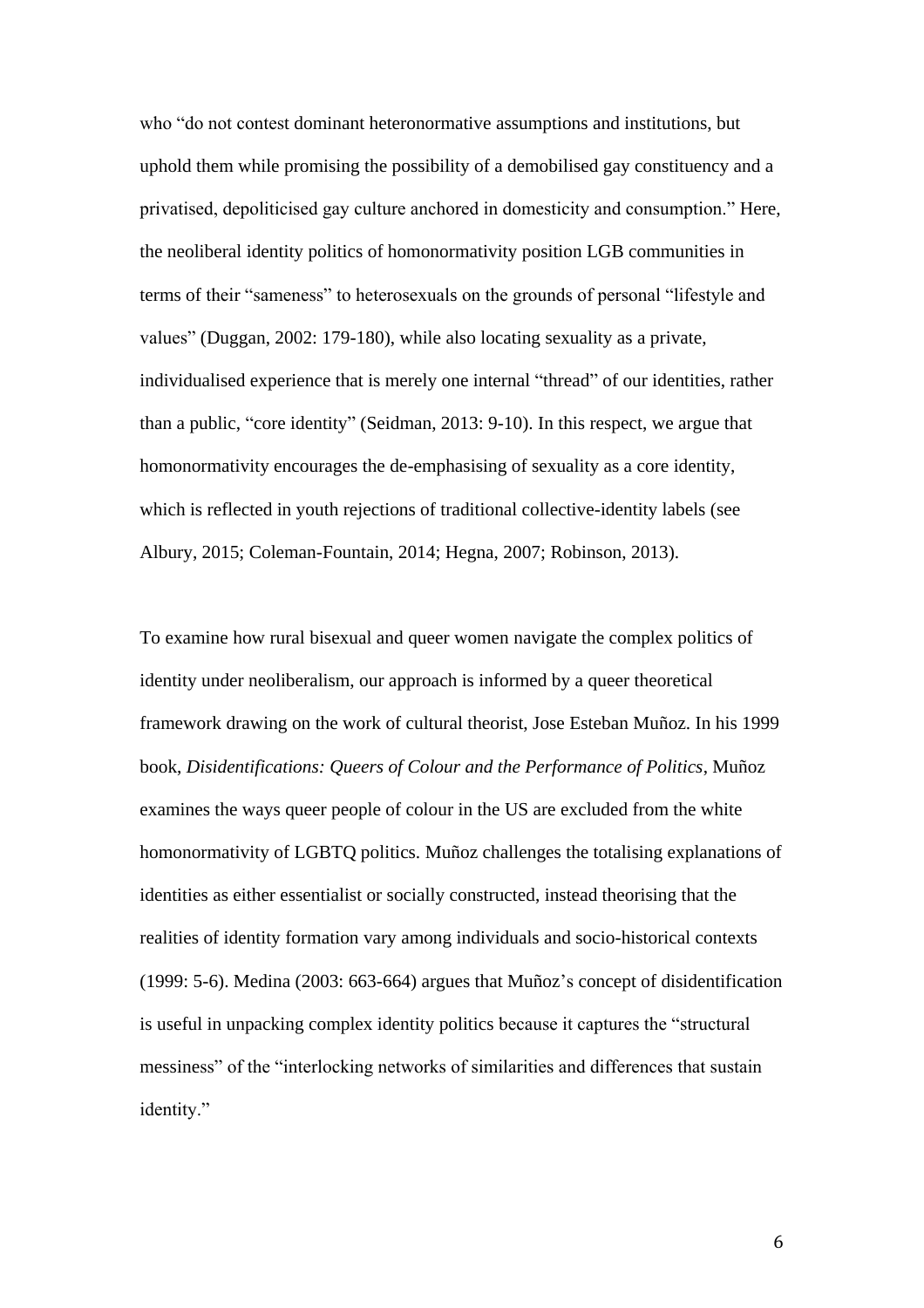who "do not contest dominant heteronormative assumptions and institutions, but uphold them while promising the possibility of a demobilised gay constituency and a privatised, depoliticised gay culture anchored in domesticity and consumption." Here, the neoliberal identity politics of homonormativity position LGB communities in terms of their "sameness" to heterosexuals on the grounds of personal "lifestyle and values" (Duggan, 2002: 179-180), while also locating sexuality as a private, individualised experience that is merely one internal "thread" of our identities, rather than a public, "core identity" (Seidman, 2013: 9-10). In this respect, we argue that homonormativity encourages the de-emphasising of sexuality as a core identity, which is reflected in youth rejections of traditional collective-identity labels (see Albury, 2015; Coleman-Fountain, 2014; Hegna, 2007; Robinson, 2013).

To examine how rural bisexual and queer women navigate the complex politics of identity under neoliberalism, our approach is informed by a queer theoretical framework drawing on the work of cultural theorist, Jose Esteban Muñoz. In his 1999 book, *Disidentifications: Queers of Colour and the Performance of Politics*, Muñoz examines the ways queer people of colour in the US are excluded from the white homonormativity of LGBTQ politics. Muñoz challenges the totalising explanations of identities as either essentialist or socially constructed, instead theorising that the realities of identity formation vary among individuals and socio-historical contexts (1999: 5-6). Medina (2003: 663-664) argues that Muñoz's concept of disidentification is useful in unpacking complex identity politics because it captures the "structural messiness" of the "interlocking networks of similarities and differences that sustain identity."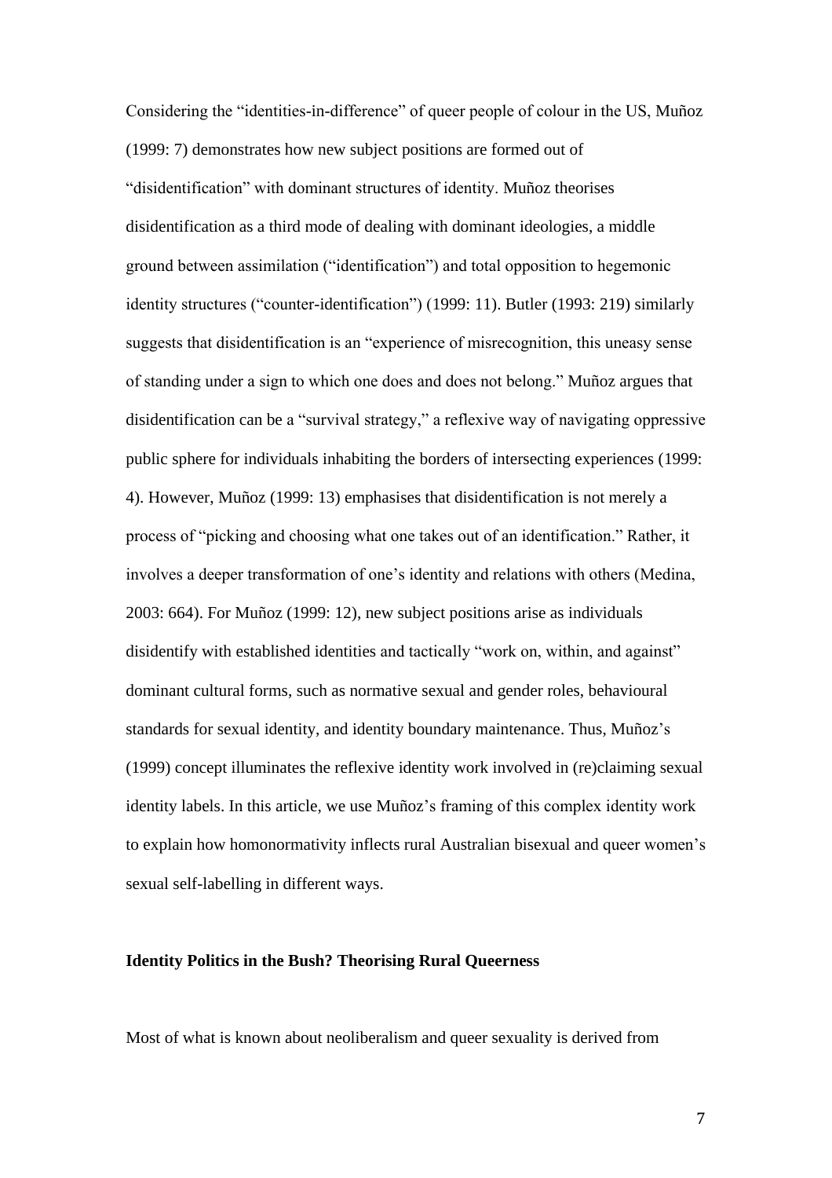Considering the "identities-in-difference" of queer people of colour in the US, Muñoz (1999: 7) demonstrates how new subject positions are formed out of "disidentification" with dominant structures of identity. Muñoz theorises disidentification as a third mode of dealing with dominant ideologies, a middle ground between assimilation ("identification") and total opposition to hegemonic identity structures ("counter-identification") (1999: 11). Butler (1993: 219) similarly suggests that disidentification is an "experience of misrecognition, this uneasy sense of standing under a sign to which one does and does not belong." Muñoz argues that disidentification can be a "survival strategy," a reflexive way of navigating oppressive public sphere for individuals inhabiting the borders of intersecting experiences (1999: 4). However, Muñoz (1999: 13) emphasises that disidentification is not merely a process of "picking and choosing what one takes out of an identification." Rather, it involves a deeper transformation of one's identity and relations with others (Medina, 2003: 664). For Muñoz (1999: 12), new subject positions arise as individuals disidentify with established identities and tactically "work on, within, and against" dominant cultural forms, such as normative sexual and gender roles, behavioural standards for sexual identity, and identity boundary maintenance. Thus, Muñoz's (1999) concept illuminates the reflexive identity work involved in (re)claiming sexual identity labels. In this article, we use Muñoz's framing of this complex identity work to explain how homonormativity inflects rural Australian bisexual and queer women's sexual self-labelling in different ways.

**Identity Politics in the Bush? Theorising Rural Queerness**

Most of what is known about neoliberalism and queer sexuality is derived from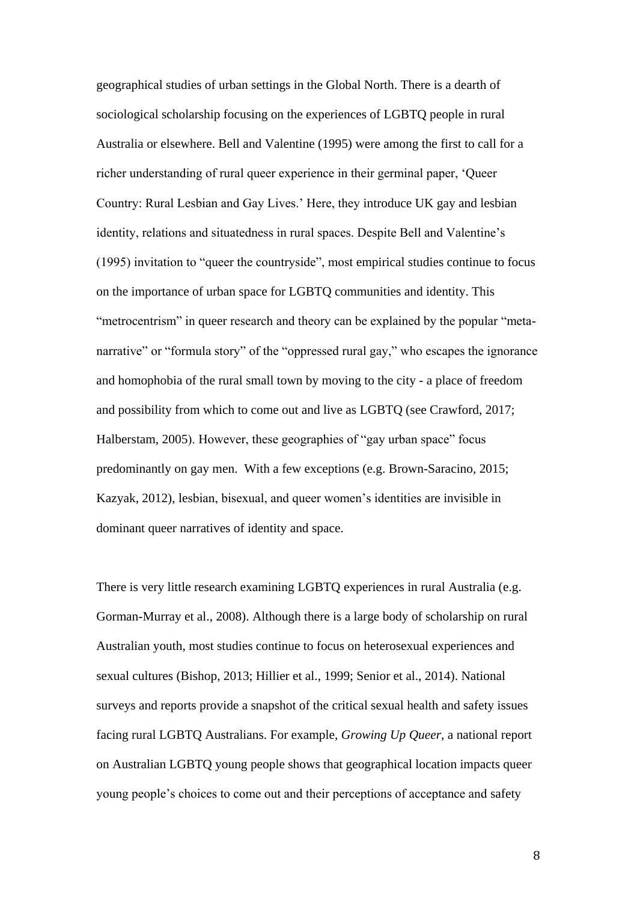geographical studies of urban settings in the Global North. There is a dearth of sociological scholarship focusing on the experiences of LGBTQ people in rural Australia or elsewhere. Bell and Valentine (1995) were among the first to call for a richer understanding of rural queer experience in their germinal paper, 'Queer Country: Rural Lesbian and Gay Lives.' Here, they introduce UK gay and lesbian identity, relations and situatedness in rural spaces. Despite Bell and Valentine's (1995) invitation to "queer the countryside", most empirical studies continue to focus on the importance of urban space for LGBTQ communities and identity. This "metrocentrism" in queer research and theory can be explained by the popular "meta-narrative" or "formula story" of the "oppressed rural gay," who escapes the ignorance and homophobia of the rural small town by moving to the city - a place of freedom and possibility from which to come out and live as LGBTQ (see Crawford, 2017; Halberstam, 2005). However, these geographies of "gay urban space" focus predominantly on gay men. With a few exceptions (e.g. Brown-Saracino, 2015; Kazyak, 2012), lesbian, bisexual, and queer women's identities are invisible in dominant queer narratives of identity and space.

There is very little research examining LGBTQ experiences in rural Australia (e.g. Gorman-Murray et al., 2008). Although there is a large body of scholarship on rural Australian youth, most studies continue to focus on heterosexual experiences and sexual cultures (Bishop, 2013; Hillier et al., 1999; Senior et al., 2014). National surveys and reports provide a snapshot of the critical sexual health and safety issues facing rural LGBTQ Australians. For example, *Growing Up Queer*, a national report on Australian LGBTQ young people shows that geographical location impacts queer young people's choices to come out and their perceptions of acceptance and safety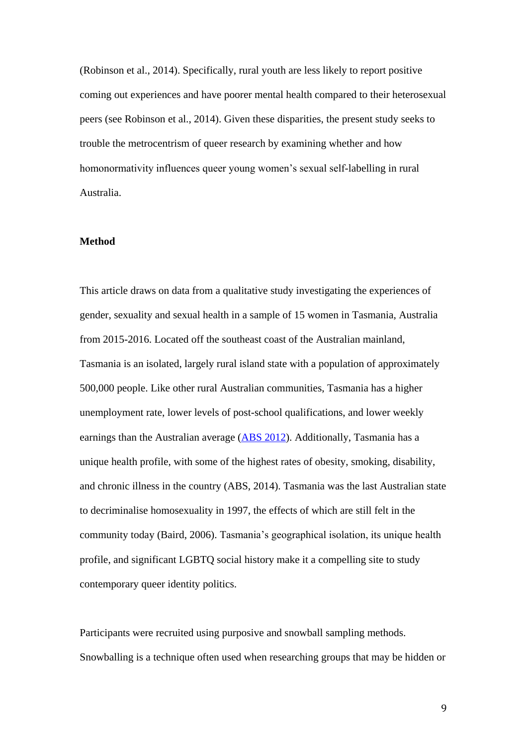(Robinson et al., 2014). Specifically, rural youth are less likely to report positive coming out experiences and have poorer mental health compared to their heterosexual peers (see Robinson et al., 2014). Given these disparities, the present study seeks to trouble the metrocentrism of queer research by examining whether and how homonormativity influences queer young women's sexual self-labelling in rural Australia.

**Method**

This article draws on data from a qualitative study investigating the experiences of gender, sexuality and sexual health in a sample of 15 women in Tasmania, Australia from 2015-2016. Located off the southeast coast of the Australian mainland, Tasmania is an isolated, largely rural island state with a population of approximately 500,000 people. Like other rural Australian communities, Tasmania has a higher unemployment rate, lower levels of post-school qualifications, and lower weekly earnings than the Australian average (ABS 2012). Additionally, Tasmania has a unique health profile, with some of the highest rates of obesity, smoking, disability, and chronic illness in the country (ABS, 2014). Tasmania was the last Australian state to decriminalise homosexuality in 1997, the effects of which are still felt in the community today (Baird, 2006). Tasmania's geographical isolation, its unique health profile, and significant LGBTQ social history make it a compelling site to study contemporary queer identity politics.

Participants were recruited using purposive and snowball sampling methods. Snowballing is a technique often used when researching groups that may be hidden or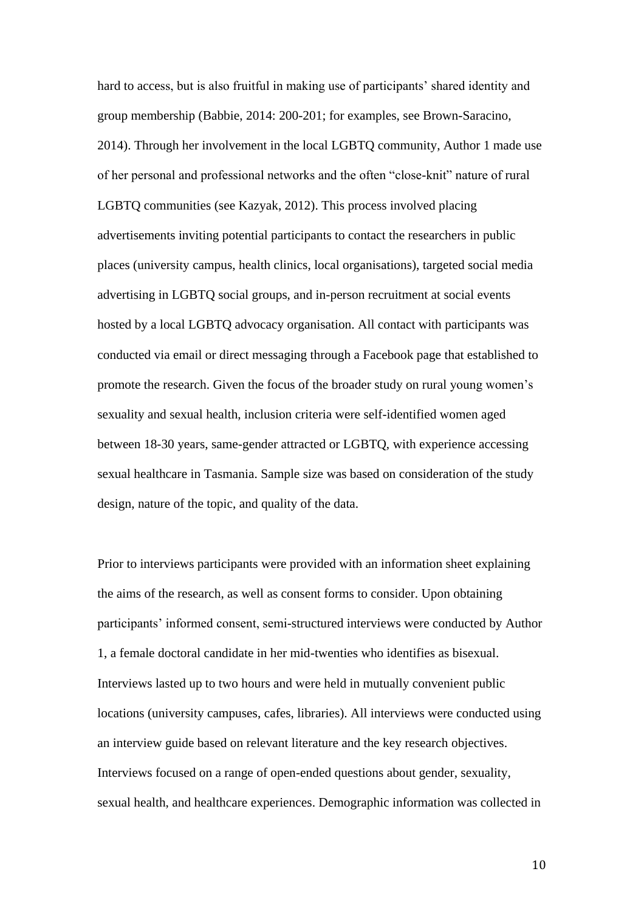hard to access, but is also fruitful in making use of participants' shared identity and group membership (Babbie, 2014: 200-201; for examples, see Brown-Saracino, 2014). Through her involvement in the local LGBTQ community, Author 1 made use of her personal and professional networks and the often "close-knit" nature of rural LGBTQ communities (see Kazyak, 2012). This process involved placing advertisements inviting potential participants to contact the researchers in public places (university campus, health clinics, local organisations), targeted social media advertising in LGBTQ social groups, and in-person recruitment at social events hosted by a local LGBTQ advocacy organisation. All contact with participants was conducted via email or direct messaging through a Facebook page that established to promote the research. Given the focus of the broader study on rural young women's sexuality and sexual health, inclusion criteria were self-identified women aged between 18-30 years, same-gender attracted or LGBTQ, with experience accessing sexual healthcare in Tasmania. Sample size was based on consideration of the study design, nature of the topic, and quality of the data.

Prior to interviews participants were provided with an information sheet explaining the aims of the research, as well as consent forms to consider. Upon obtaining participants' informed consent, semi-structured interviews were conducted by Author 1, a female doctoral candidate in her mid-twenties who identifies as bisexual. Interviews lasted up to two hours and were held in mutually convenient public locations (university campuses, cafes, libraries). All interviews were conducted using an interview guide based on relevant literature and the key research objectives. Interviews focused on a range of open-ended questions about gender, sexuality, sexual health, and healthcare experiences. Demographic information was collected in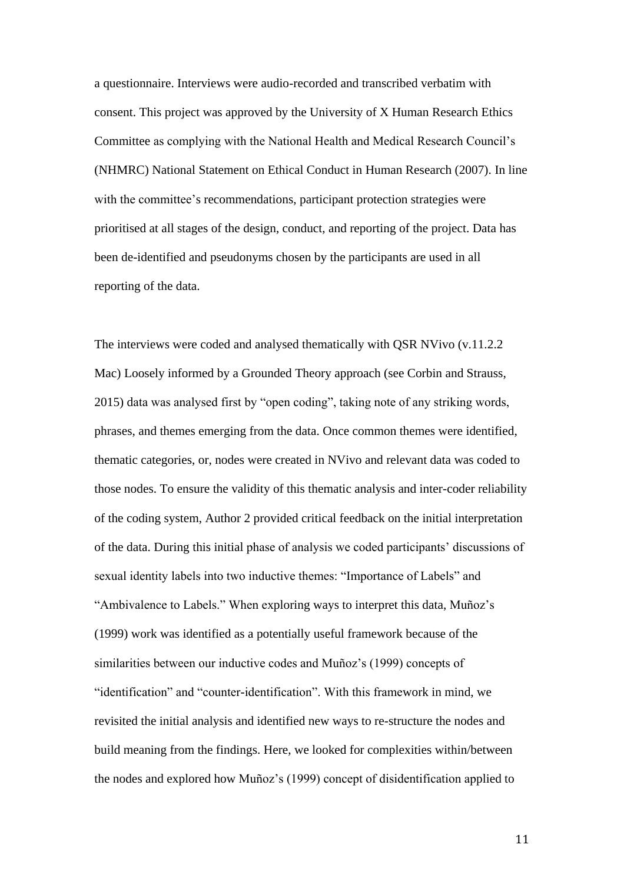a questionnaire. Interviews were audio-recorded and transcribed verbatim with consent. This project was approved by the University of X Human Research Ethics Committee as complying with the National Health and Medical Research Council's (NHMRC) National Statement on Ethical Conduct in Human Research (2007). In line with the committee's recommendations, participant protection strategies were prioritised at all stages of the design, conduct, and reporting of the project. Data has been de-identified and pseudonyms chosen by the participants are used in all reporting of the data.

The interviews were coded and analysed thematically with QSR NVivo (v.11.2.2 Mac) Loosely informed by a Grounded Theory approach (see Corbin and Strauss, 2015) data was analysed first by "open coding", taking note of any striking words, phrases, and themes emerging from the data. Once common themes were identified, thematic categories, or, nodes were created in NVivo and relevant data was coded to those nodes. To ensure the validity of this thematic analysis and inter-coder reliability of the coding system, Author 2 provided critical feedback on the initial interpretation of the data. During this initial phase of analysis we coded participants' discussions of sexual identity labels into two inductive themes: "Importance of Labels" and "Ambivalence to Labels." When exploring ways to interpret this data, Muñoz's (1999) work was identified as a potentially useful framework because of the similarities between our inductive codes and Muñoz's (1999) concepts of "identification" and "counter-identification". With this framework in mind, we revisited the initial analysis and identified new ways to re-structure the nodes and build meaning from the findings. Here, we looked for complexities within/between the nodes and explored how Muñoz's (1999) concept of disidentification applied to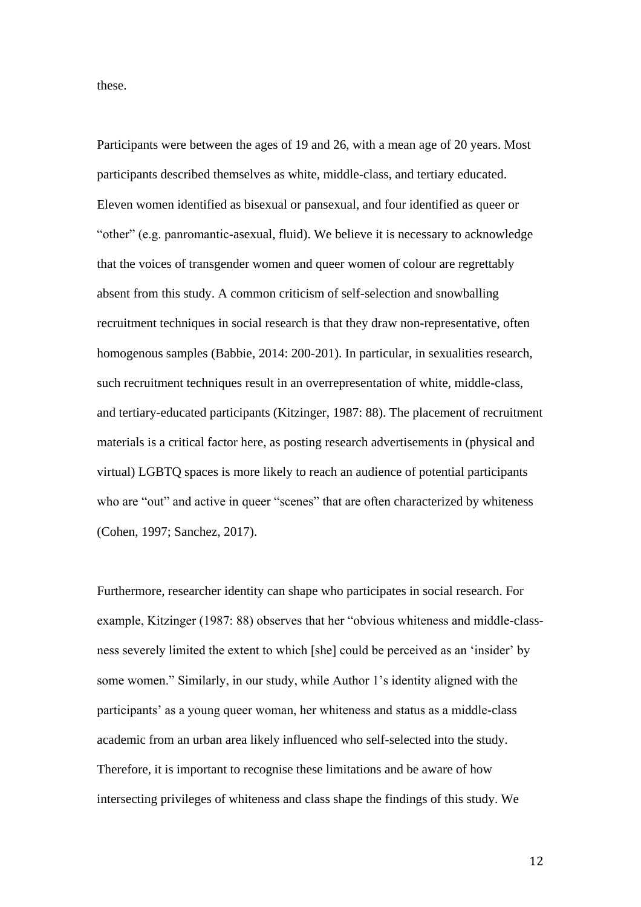these.

Participants were between the ages of 19 and 26, with a mean age of 20 years. Most participants described themselves as white, middle-class, and tertiary educated. Eleven women identified as bisexual or pansexual, and four identified as queer or "other" (e.g. panromantic-asexual, fluid). We believe it is necessary to acknowledge that the voices of transgender women and queer women of colour are regrettably absent from this study. A common criticism of self-selection and snowballing recruitment techniques in social research is that they draw non-representative, often homogenous samples (Babbie, 2014: 200-201). In particular, in sexualities research, such recruitment techniques result in an overrepresentation of white, middle-class, and tertiary-educated participants (Kitzinger, 1987: 88). The placement of recruitment materials is a critical factor here, as posting research advertisements in (physical and virtual) LGBTQ spaces is more likely to reach an audience of potential participants who are "out" and active in queer "scenes" that are often characterized by whiteness (Cohen, 1997; Sanchez, 2017).

Furthermore, researcher identity can shape who participates in social research. For example, Kitzinger (1987: 88) observes that her "obvious whiteness and middle-class-ness severely limited the extent to which [she] could be perceived as an 'insider' by some women." Similarly, in our study, while Author 1's identity aligned with the participants' as a young queer woman, her whiteness and status as a middle-class academic from an urban area likely influenced who self-selected into the study. Therefore, it is important to recognise these limitations and be aware of how intersecting privileges of whiteness and class shape the findings of this study. We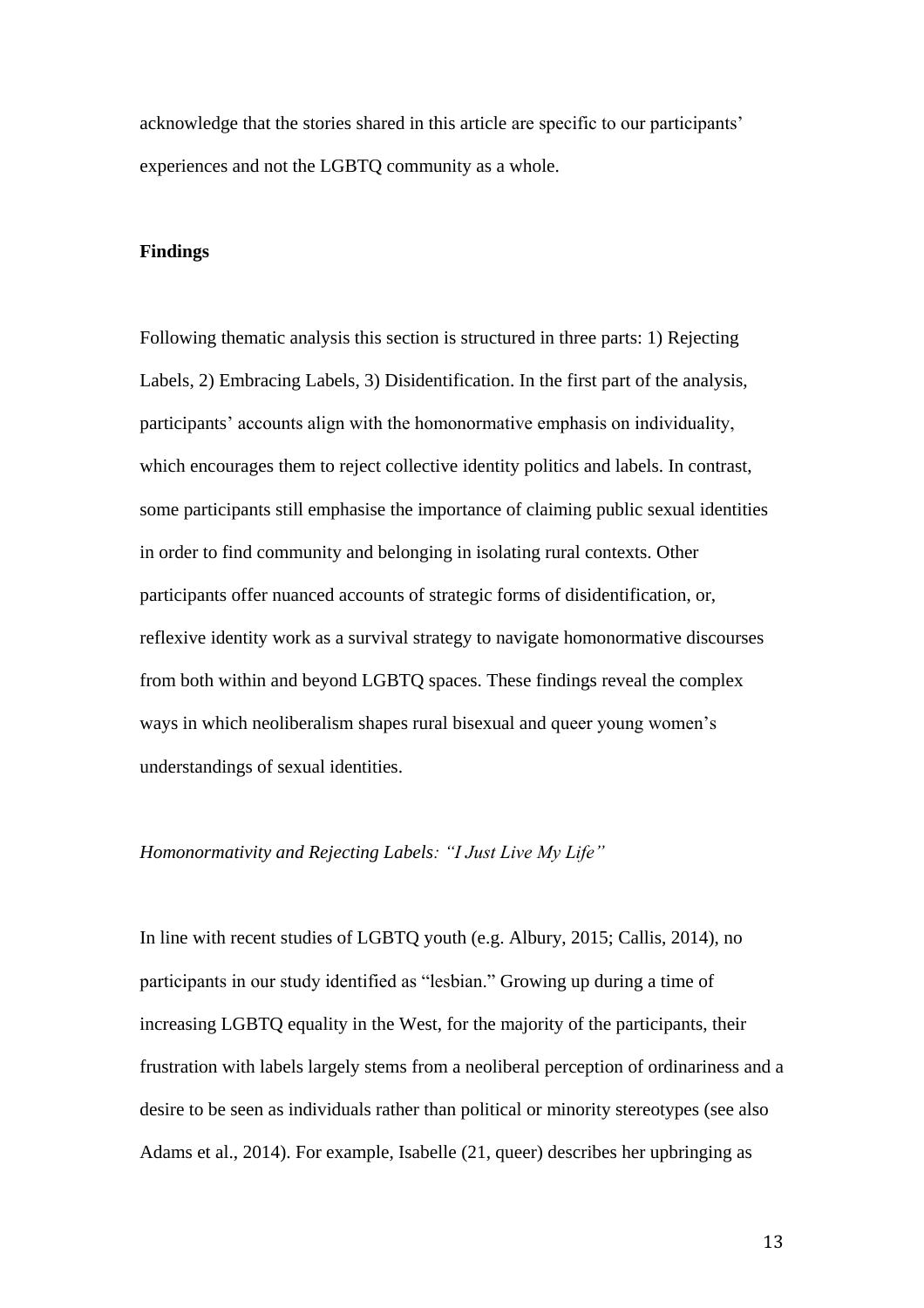acknowledge that the stories shared in this article are specific to our participants' experiences and not the LGBTQ community as a whole.

## Findings

Following thematic analysis this section is structured in three parts: 1) Rejecting Labels, 2) Embracing Labels, 3) Disidentification. In the first part of the analysis, participants' accounts align with the homonormative emphasis on individuality, which encourages them to reject collective identity politics and labels. In contrast, some participants still emphasise the importance of claiming public sexual identities in order to find community and belonging in isolating rural contexts. Other participants offer nuanced accounts of strategic forms of disidentification, or, reflexive identity work as a survival strategy to navigate homonormative discourses from both within and beyond LGBTQ spaces. These findings reveal the complex ways in which neoliberalism shapes rural bisexual and queer young women's understandings of sexual identities.

### *Homonormativity and Rejecting Labels: "I Just Live My Life"*

In line with recent studies of LGBTQ youth (e.g. Albury, 2015; Callis, 2014), no participants in our study identified as "lesbian." Growing up during a time of increasing LGBTQ equality in the West, for the majority of the participants, their frustration with labels largely stems from a neoliberal perception of ordinariness and a desire to be seen as individuals rather than political or minority stereotypes (see also Adams et al., 2014). For example, Isabelle (21, queer) describes her upbringing as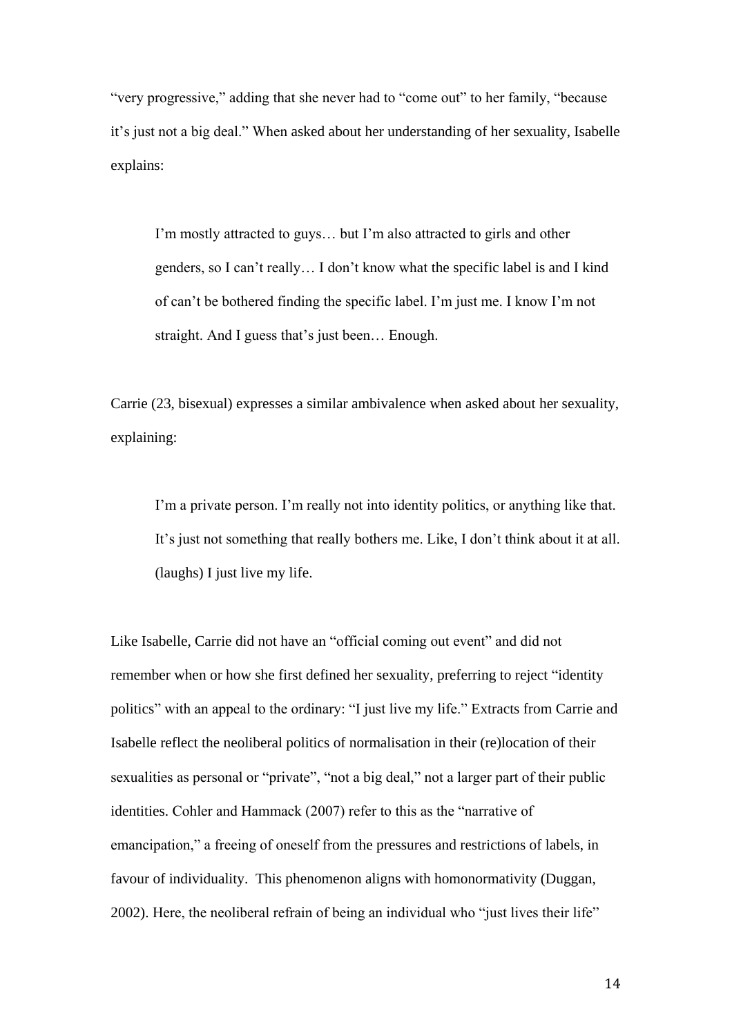"very progressive," adding that she never had to "come out" to her family, "because it's just not a big deal." When asked about her understanding of her sexuality, Isabelle explains:

> I'm mostly attracted to guys… but I'm also attracted to girls and other genders, so I can't really… I don't know what the specific label is and I kind of can't be bothered finding the specific label. I'm just me. I know I'm not straight. And I guess that's just been… Enough.

Carrie (23, bisexual) expresses a similar ambivalence when asked about her sexuality, explaining:

> I'm a private person. I'm really not into identity politics, or anything like that. It's just not something that really bothers me. Like, I don't think about it at all. (laughs) I just live my life.

Like Isabelle, Carrie did not have an "official coming out event" and did not remember when or how she first defined her sexuality, preferring to reject "identity politics" with an appeal to the ordinary: "I just live my life." Extracts from Carrie and Isabelle reflect the neoliberal politics of normalisation in their (re)location of their sexualities as personal or "private", "not a big deal," not a larger part of their public identities. Cohler and Hammack (2007) refer to this as the "narrative of emancipation," a freeing of oneself from the pressures and restrictions of labels, in favour of individuality. This phenomenon aligns with homonormativity (Duggan, 2002). Here, the neoliberal refrain of being an individual who "just lives their life"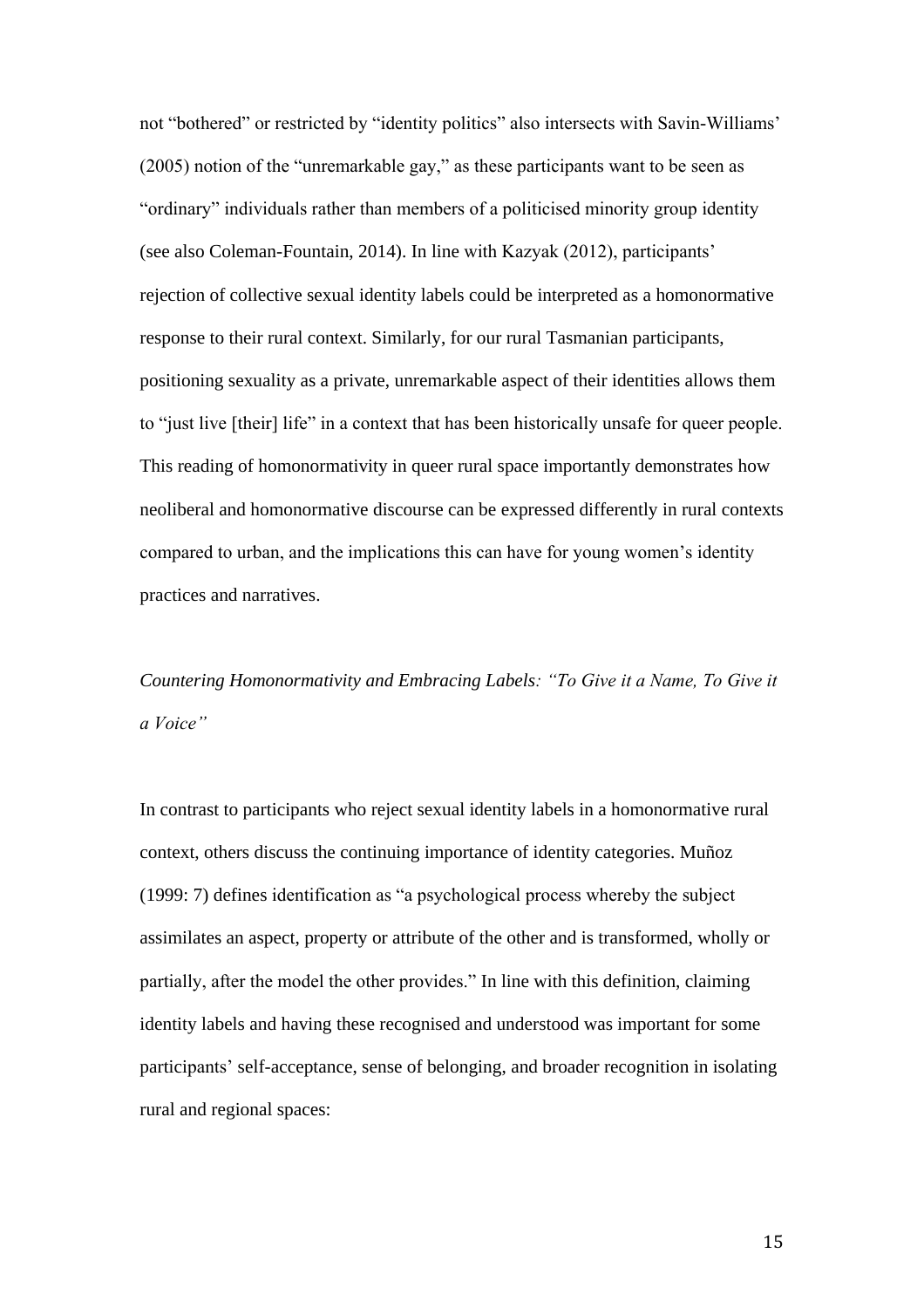not "bothered" or restricted by "identity politics" also intersects with Savin-Williams' (2005) notion of the "unremarkable gay," as these participants want to be seen as "ordinary" individuals rather than members of a politicised minority group identity (see also Coleman-Fountain, 2014). In line with Kazyak (2012), participants' rejection of collective sexual identity labels could be interpreted as a homonormative response to their rural context. Similarly, for our rural Tasmanian participants, positioning sexuality as a private, unremarkable aspect of their identities allows them to "just live [their] life" in a context that has been historically unsafe for queer people. This reading of homonormativity in queer rural space importantly demonstrates how neoliberal and homonormative discourse can be expressed differently in rural contexts compared to urban, and the implications this can have for young women's identity practices and narratives.

*Countering Homonormativity and Embracing Labels: "To Give it a Name, To Give it a Voice"*

In contrast to participants who reject sexual identity labels in a homonormative rural context, others discuss the continuing importance of identity categories. Muñoz (1999: 7) defines identification as "a psychological process whereby the subject assimilates an aspect, property or attribute of the other and is transformed, wholly or partially, after the model the other provides." In line with this definition, claiming identity labels and having these recognised and understood was important for some participants' self-acceptance, sense of belonging, and broader recognition in isolating rural and regional spaces: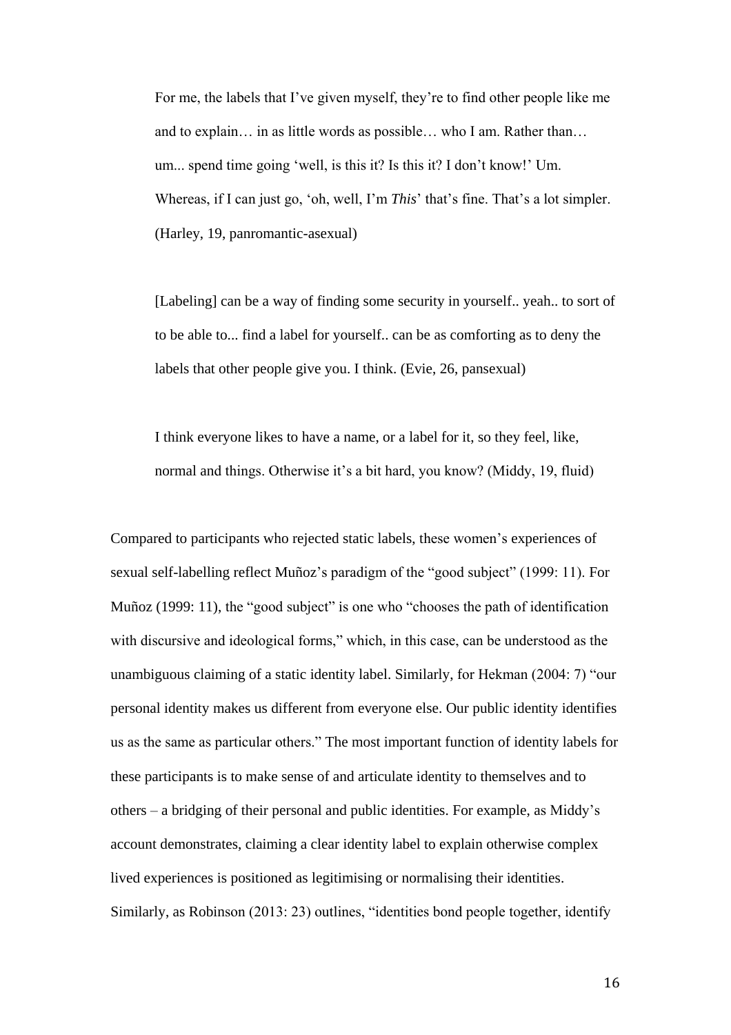> For me, the labels that I've given myself, they're to find other people like me and to explain… in as little words as possible… who I am. Rather than… um... spend time going 'well, is this it? Is this it? I don't know!' Um. Whereas, if I can just go, 'oh, well, I'm *This*' that's fine. That's a lot simpler. (Harley, 19, panromantic-asexual)

> [Labeling] can be a way of finding some security in yourself.. yeah.. to sort of to be able to... find a label for yourself.. can be as comforting as to deny the labels that other people give you. I think. (Evie, 26, pansexual)

> I think everyone likes to have a name, or a label for it, so they feel, like, normal and things. Otherwise it's a bit hard, you know? (Middy, 19, fluid)

Compared to participants who rejected static labels, these women's experiences of sexual self-labelling reflect Muñoz's paradigm of the "good subject" (1999: 11). For Muñoz (1999: 11), the "good subject" is one who "chooses the path of identification with discursive and ideological forms," which, in this case, can be understood as the unambiguous claiming of a static identity label. Similarly, for Hekman (2004: 7) "our personal identity makes us different from everyone else. Our public identity identifies us as the same as particular others." The most important function of identity labels for these participants is to make sense of and articulate identity to themselves and to others – a bridging of their personal and public identities. For example, as Middy's account demonstrates, claiming a clear identity label to explain otherwise complex lived experiences is positioned as legitimising or normalising their identities. Similarly, as Robinson (2013: 23) outlines, "identities bond people together, identify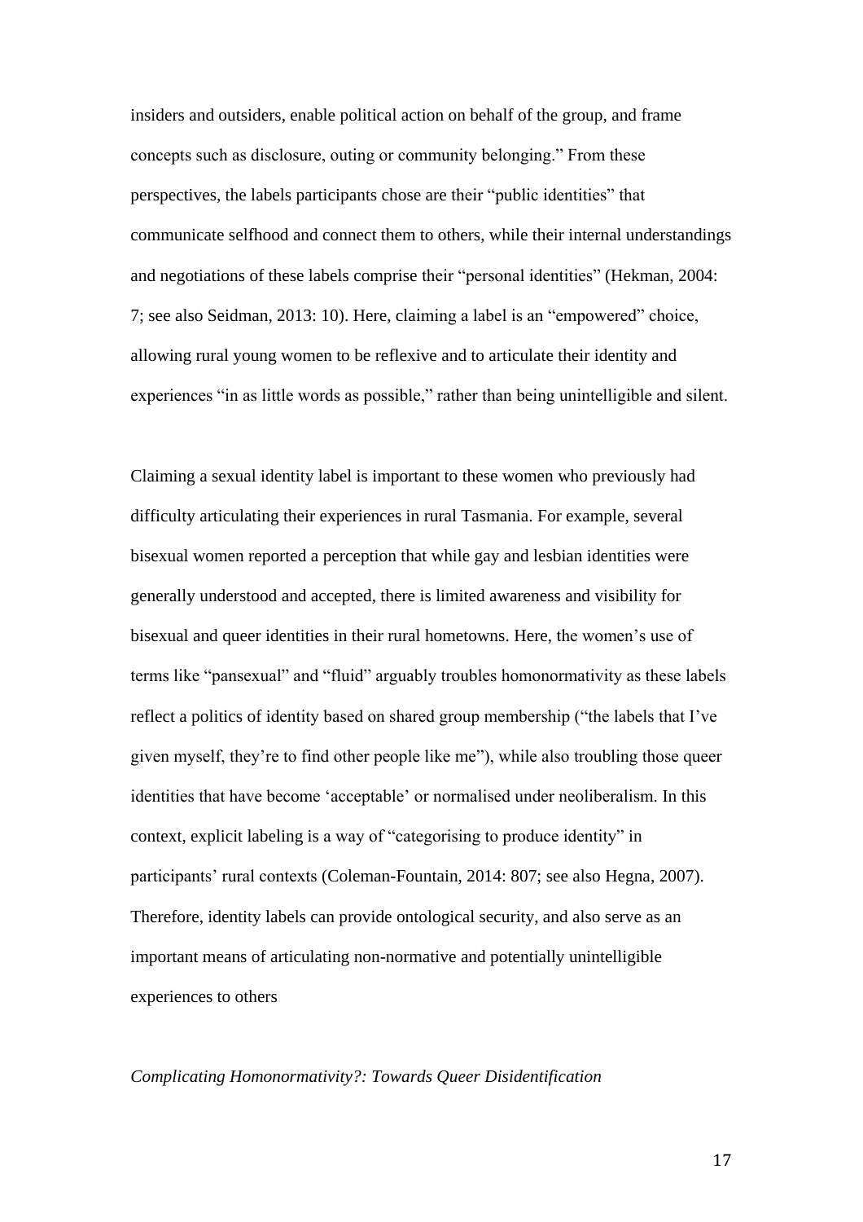insiders and outsiders, enable political action on behalf of the group, and frame concepts such as disclosure, outing or community belonging." From these perspectives, the labels participants chose are their "public identities" that communicate selfhood and connect them to others, while their internal understandings and negotiations of these labels comprise their "personal identities" (Hekman, 2004: 7; see also Seidman, 2013: 10). Here, claiming a label is an "empowered" choice, allowing rural young women to be reflexive and to articulate their identity and experiences "in as little words as possible," rather than being unintelligible and silent.

Claiming a sexual identity label is important to these women who previously had difficulty articulating their experiences in rural Tasmania. For example, several bisexual women reported a perception that while gay and lesbian identities were generally understood and accepted, there is limited awareness and visibility for bisexual and queer identities in their rural hometowns. Here, the women's use of terms like "pansexual" and "fluid" arguably troubles homonormativity as these labels reflect a politics of identity based on shared group membership ("the labels that I've given myself, they're to find other people like me"), while also troubling those queer identities that have become 'acceptable' or normalised under neoliberalism. In this context, explicit labeling is a way of "categorising to produce identity" in participants' rural contexts (Coleman-Fountain, 2014: 807; see also Hegna, 2007). Therefore, identity labels can provide ontological security, and also serve as an important means of articulating non-normative and potentially unintelligible experiences to others

*Complicating Homonormativity?: Towards Queer Disidentification*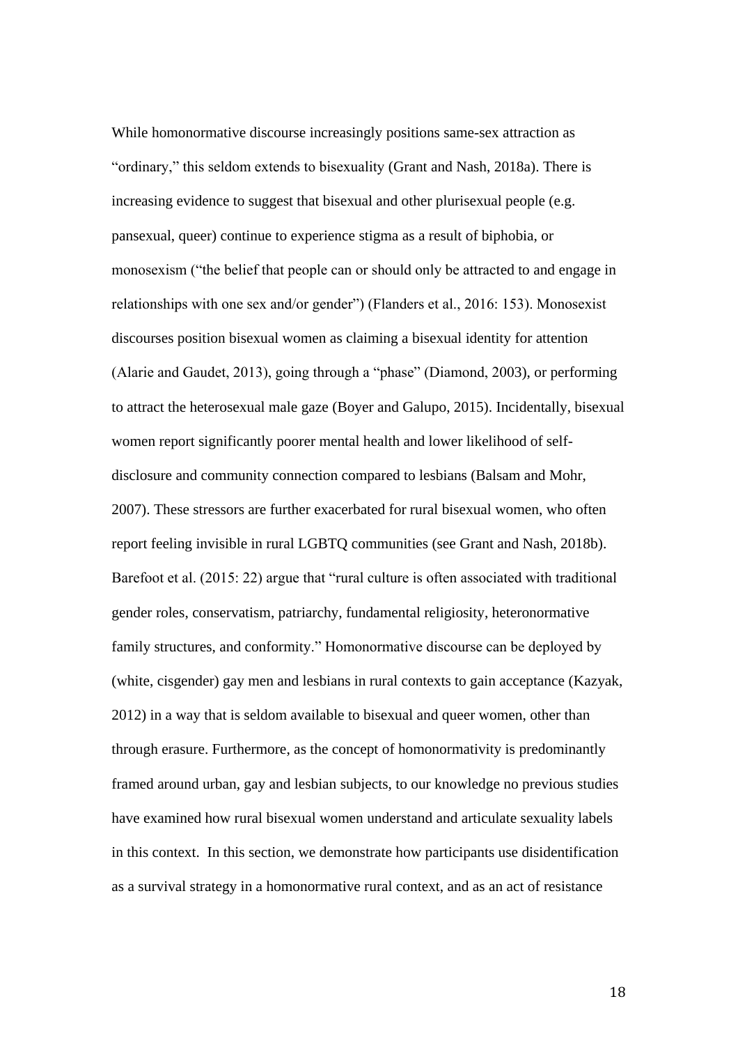While homonormative discourse increasingly positions same-sex attraction as "ordinary," this seldom extends to bisexuality (Grant and Nash, 2018a). There is increasing evidence to suggest that bisexual and other plurisexual people (e.g. pansexual, queer) continue to experience stigma as a result of biphobia, or monosexism ("the belief that people can or should only be attracted to and engage in relationships with one sex and/or gender") (Flanders et al., 2016: 153). Monosexist discourses position bisexual women as claiming a bisexual identity for attention (Alarie and Gaudet, 2013), going through a "phase" (Diamond, 2003), or performing to attract the heterosexual male gaze (Boyer and Galupo, 2015). Incidentally, bisexual women report significantly poorer mental health and lower likelihood of self-disclosure and community connection compared to lesbians (Balsam and Mohr, 2007). These stressors are further exacerbated for rural bisexual women, who often report feeling invisible in rural LGBTQ communities (see Grant and Nash, 2018b). Barefoot et al. (2015: 22) argue that "rural culture is often associated with traditional gender roles, conservatism, patriarchy, fundamental religiosity, heteronormative family structures, and conformity." Homonormative discourse can be deployed by (white, cisgender) gay men and lesbians in rural contexts to gain acceptance (Kazyak, 2012) in a way that is seldom available to bisexual and queer women, other than through erasure. Furthermore, as the concept of homonormativity is predominantly framed around urban, gay and lesbian subjects, to our knowledge no previous studies have examined how rural bisexual women understand and articulate sexuality labels in this context. In this section, we demonstrate how participants use disidentification as a survival strategy in a homonormative rural context, and as an act of resistance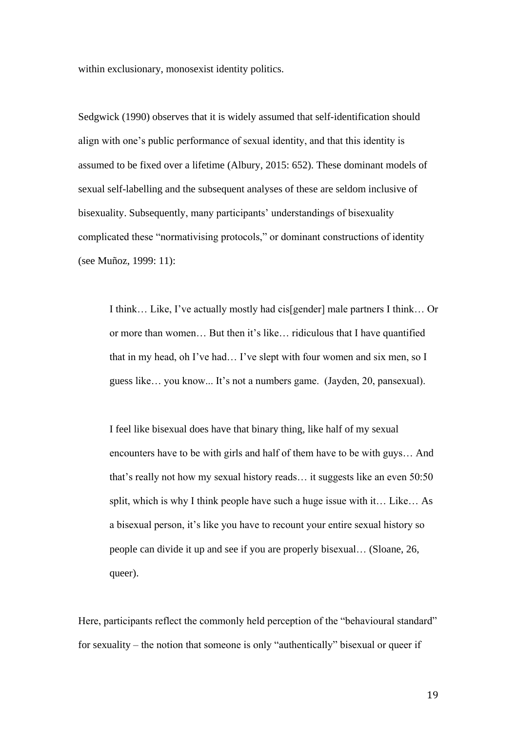within exclusionary, monosexist identity politics.

Sedgwick (1990) observes that it is widely assumed that self-identification should align with one's public performance of sexual identity, and that this identity is assumed to be fixed over a lifetime (Albury, 2015: 652). These dominant models of sexual self-labelling and the subsequent analyses of these are seldom inclusive of bisexuality. Subsequently, many participants' understandings of bisexuality complicated these "normativising protocols," or dominant constructions of identity (see Muñoz, 1999: 11):

> I think… Like, I've actually mostly had cis[gender] male partners I think… Or or more than women… But then it's like… ridiculous that I have quantified that in my head, oh I've had… I've slept with four women and six men, so I guess like… you know... It's not a numbers game. (Jayden, 20, pansexual).

> I feel like bisexual does have that binary thing, like half of my sexual encounters have to be with girls and half of them have to be with guys… And that's really not how my sexual history reads… it suggests like an even 50:50 split, which is why I think people have such a huge issue with it… Like… As a bisexual person, it's like you have to recount your entire sexual history so people can divide it up and see if you are properly bisexual… (Sloane, 26, queer).

Here, participants reflect the commonly held perception of the "behavioural standard" for sexuality – the notion that someone is only "authentically" bisexual or queer if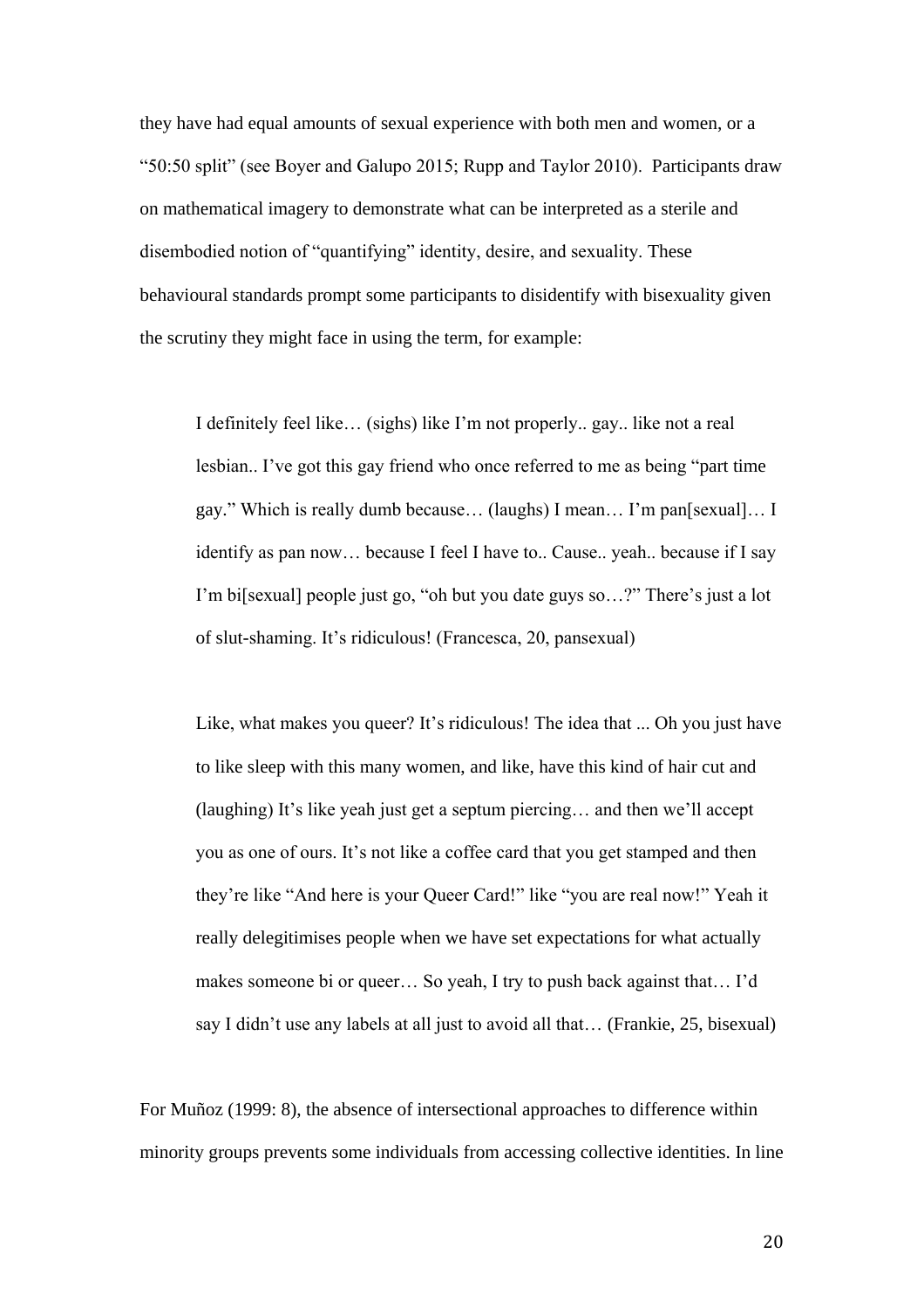they have had equal amounts of sexual experience with both men and women, or a "50:50 split" (see Boyer and Galupo 2015; Rupp and Taylor 2010). Participants draw on mathematical imagery to demonstrate what can be interpreted as a sterile and disembodied notion of "quantifying" identity, desire, and sexuality. These behavioural standards prompt some participants to disidentify with bisexuality given the scrutiny they might face in using the term, for example:

> I definitely feel like… (sighs) like I'm not properly.. gay.. like not a real lesbian.. I've got this gay friend who once referred to me as being "part time gay." Which is really dumb because… (laughs) I mean… I'm pan[sexual]… I identify as pan now… because I feel I have to.. Cause.. yeah.. because if I say I'm bi[sexual] people just go, "oh but you date guys so…?" There's just a lot of slut-shaming. It's ridiculous! (Francesca, 20, pansexual)

> Like, what makes you queer? It's ridiculous! The idea that ... Oh you just have to like sleep with this many women, and like, have this kind of hair cut and (laughing) It's like yeah just get a septum piercing… and then we'll accept you as one of ours. It's not like a coffee card that you get stamped and then they're like "And here is your Queer Card!" like "you are real now!" Yeah it really delegitimises people when we have set expectations for what actually makes someone bi or queer… So yeah, I try to push back against that… I'd say I didn't use any labels at all just to avoid all that… (Frankie, 25, bisexual)

For Muñoz (1999: 8), the absence of intersectional approaches to difference within minority groups prevents some individuals from accessing collective identities. In line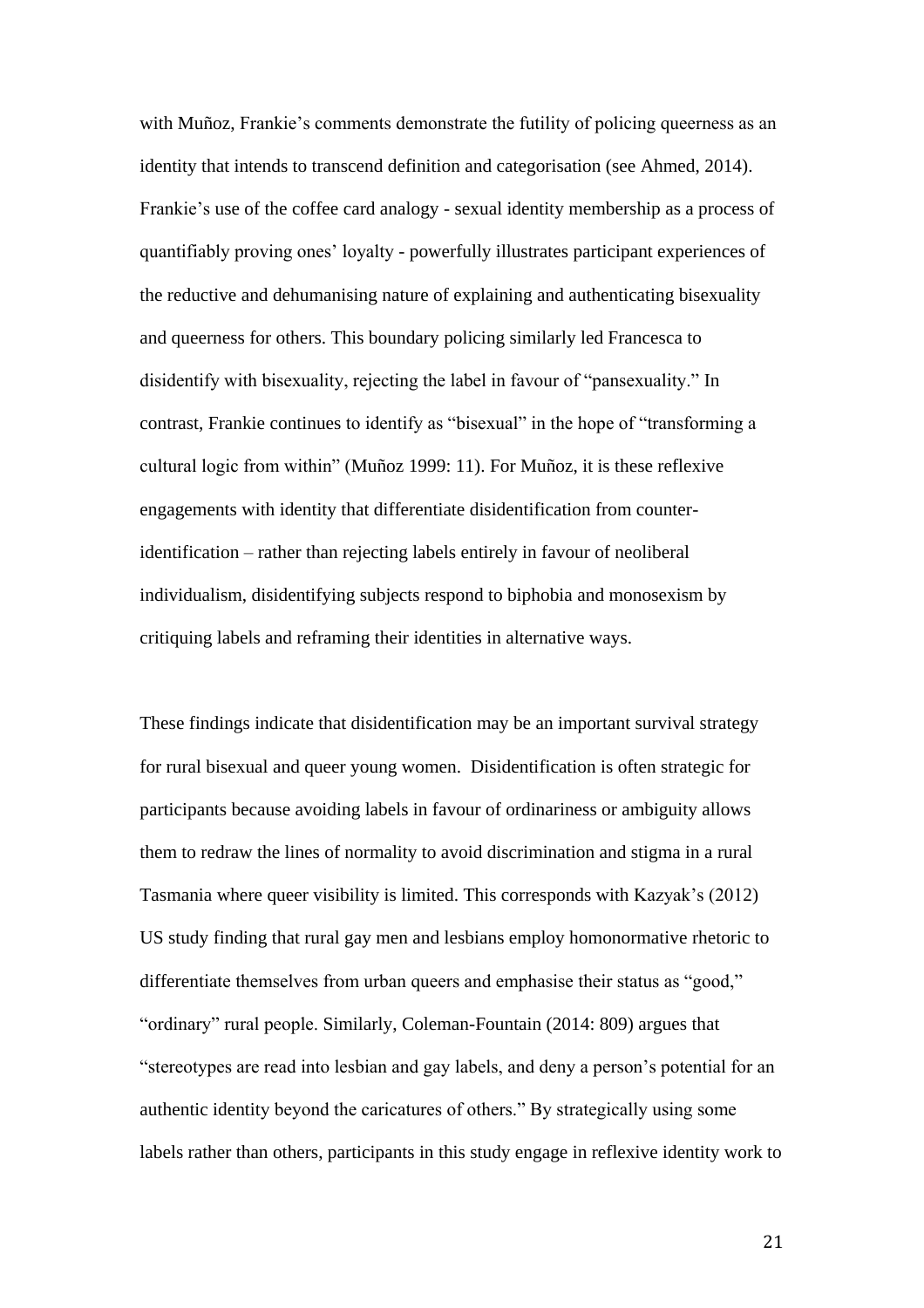with Muñoz, Frankie's comments demonstrate the futility of policing queerness as an identity that intends to transcend definition and categorisation (see Ahmed, 2014). Frankie's use of the coffee card analogy - sexual identity membership as a process of quantifiably proving ones' loyalty - powerfully illustrates participant experiences of the reductive and dehumanising nature of explaining and authenticating bisexuality and queerness for others. This boundary policing similarly led Francesca to disidentify with bisexuality, rejecting the label in favour of "pansexuality." In contrast, Frankie continues to identify as "bisexual" in the hope of "transforming a cultural logic from within" (Muñoz 1999: 11). For Muñoz, it is these reflexive engagements with identity that differentiate disidentification from counter-identification – rather than rejecting labels entirely in favour of neoliberal individualism, disidentifying subjects respond to biphobia and monosexism by critiquing labels and reframing their identities in alternative ways.

These findings indicate that disidentification may be an important survival strategy for rural bisexual and queer young women. Disidentification is often strategic for participants because avoiding labels in favour of ordinariness or ambiguity allows them to redraw the lines of normality to avoid discrimination and stigma in a rural Tasmania where queer visibility is limited. This corresponds with Kazyak's (2012) US study finding that rural gay men and lesbians employ homonormative rhetoric to differentiate themselves from urban queers and emphasise their status as "good," "ordinary" rural people. Similarly, Coleman-Fountain (2014: 809) argues that "stereotypes are read into lesbian and gay labels, and deny a person's potential for an authentic identity beyond the caricatures of others." By strategically using some labels rather than others, participants in this study engage in reflexive identity work to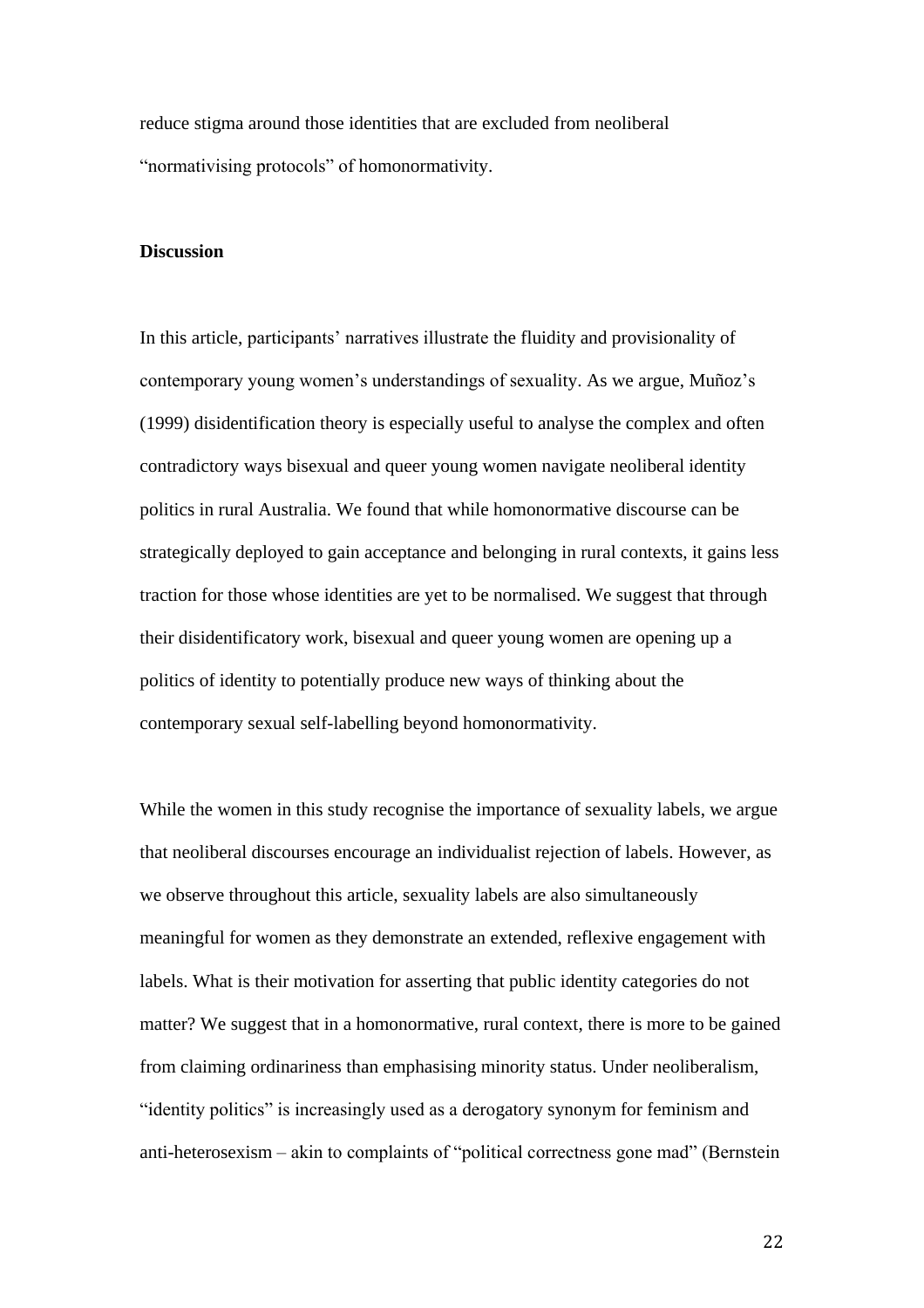reduce stigma around those identities that are excluded from neoliberal "normativising protocols" of homonormativity.

**Discussion**

In this article, participants' narratives illustrate the fluidity and provisionality of contemporary young women's understandings of sexuality. As we argue, Muñoz's (1999) disidentification theory is especially useful to analyse the complex and often contradictory ways bisexual and queer young women navigate neoliberal identity politics in rural Australia. We found that while homonormative discourse can be strategically deployed to gain acceptance and belonging in rural contexts, it gains less traction for those whose identities are yet to be normalised. We suggest that through their disidentificatory work, bisexual and queer young women are opening up a politics of identity to potentially produce new ways of thinking about the contemporary sexual self-labelling beyond homonormativity.

While the women in this study recognise the importance of sexuality labels, we argue that neoliberal discourses encourage an individualist rejection of labels. However, as we observe throughout this article, sexuality labels are also simultaneously meaningful for women as they demonstrate an extended, reflexive engagement with labels. What is their motivation for asserting that public identity categories do not matter? We suggest that in a homonormative, rural context, there is more to be gained from claiming ordinariness than emphasising minority status. Under neoliberalism, "identity politics" is increasingly used as a derogatory synonym for feminism and anti-heterosexism – akin to complaints of "political correctness gone mad" (Bernstein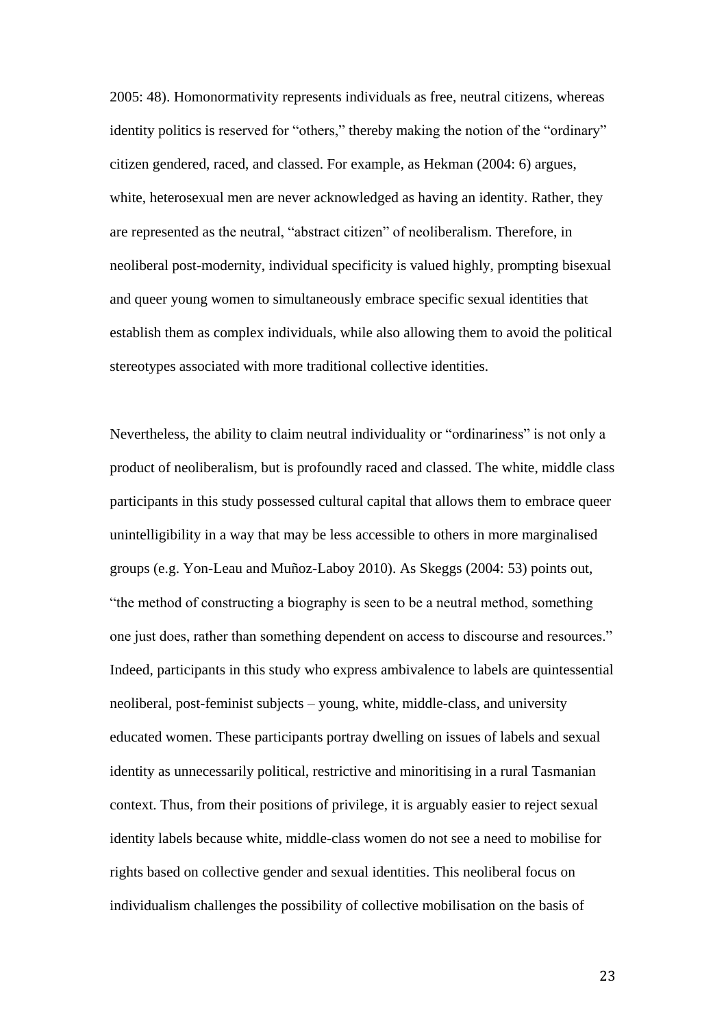2005: 48). Homonormativity represents individuals as free, neutral citizens, whereas identity politics is reserved for “others,” thereby making the notion of the “ordinary” citizen gendered, raced, and classed. For example, as Hekman (2004: 6) argues, white, heterosexual men are never acknowledged as having an identity. Rather, they are represented as the neutral, “abstract citizen” of neoliberalism. Therefore, in neoliberal post-modernity, individual specificity is valued highly, prompting bisexual and queer young women to simultaneously embrace specific sexual identities that establish them as complex individuals, while also allowing them to avoid the political stereotypes associated with more traditional collective identities.

Nevertheless, the ability to claim neutral individuality or “ordinariness” is not only a product of neoliberalism, but is profoundly raced and classed. The white, middle class participants in this study possessed cultural capital that allows them to embrace queer unintelligibility in a way that may be less accessible to others in more marginalised groups (e.g. Yon-Leau and Muñoz-Laboy 2010). As Skeggs (2004: 53) points out, “the method of constructing a biography is seen to be a neutral method, something one just does, rather than something dependent on access to discourse and resources.” Indeed, participants in this study who express ambivalence to labels are quintessential neoliberal, post-feminist subjects – young, white, middle-class, and university educated women. These participants portray dwelling on issues of labels and sexual identity as unnecessarily political, restrictive and minoritising in a rural Tasmanian context. Thus, from their positions of privilege, it is arguably easier to reject sexual identity labels because white, middle-class women do not see a need to mobilise for rights based on collective gender and sexual identities. This neoliberal focus on individualism challenges the possibility of collective mobilisation on the basis of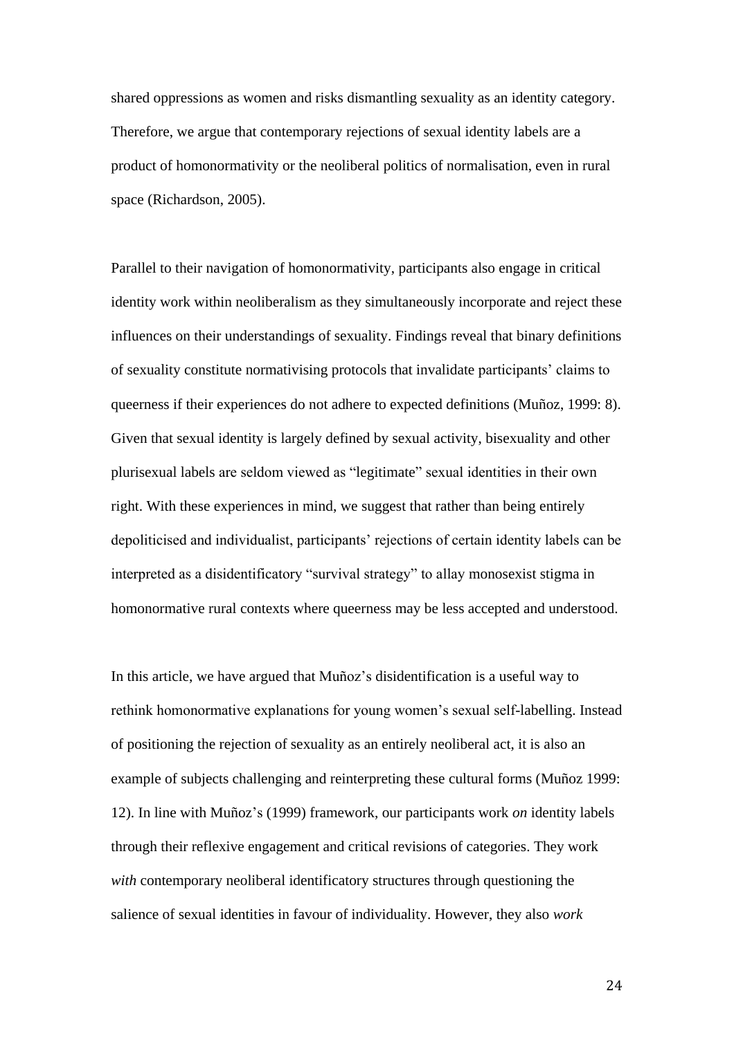shared oppressions as women and risks dismantling sexuality as an identity category. Therefore, we argue that contemporary rejections of sexual identity labels are a product of homonormativity or the neoliberal politics of normalisation, even in rural space (Richardson, 2005).

Parallel to their navigation of homonormativity, participants also engage in critical identity work within neoliberalism as they simultaneously incorporate and reject these influences on their understandings of sexuality. Findings reveal that binary definitions of sexuality constitute normativising protocols that invalidate participants' claims to queerness if their experiences do not adhere to expected definitions (Muñoz, 1999: 8). Given that sexual identity is largely defined by sexual activity, bisexuality and other plurisexual labels are seldom viewed as "legitimate" sexual identities in their own right. With these experiences in mind, we suggest that rather than being entirely depoliticised and individualist, participants' rejections of certain identity labels can be interpreted as a disidentificatory "survival strategy" to allay monosexist stigma in homonormative rural contexts where queerness may be less accepted and understood.

In this article, we have argued that Muñoz's disidentification is a useful way to rethink homonormative explanations for young women's sexual self-labelling. Instead of positioning the rejection of sexuality as an entirely neoliberal act, it is also an example of subjects challenging and reinterpreting these cultural forms (Muñoz 1999: 12). In line with Muñoz's (1999) framework, our participants work *on* identity labels through their reflexive engagement and critical revisions of categories. They work *with* contemporary neoliberal identificatory structures through questioning the salience of sexual identities in favour of individuality. However, they also *work*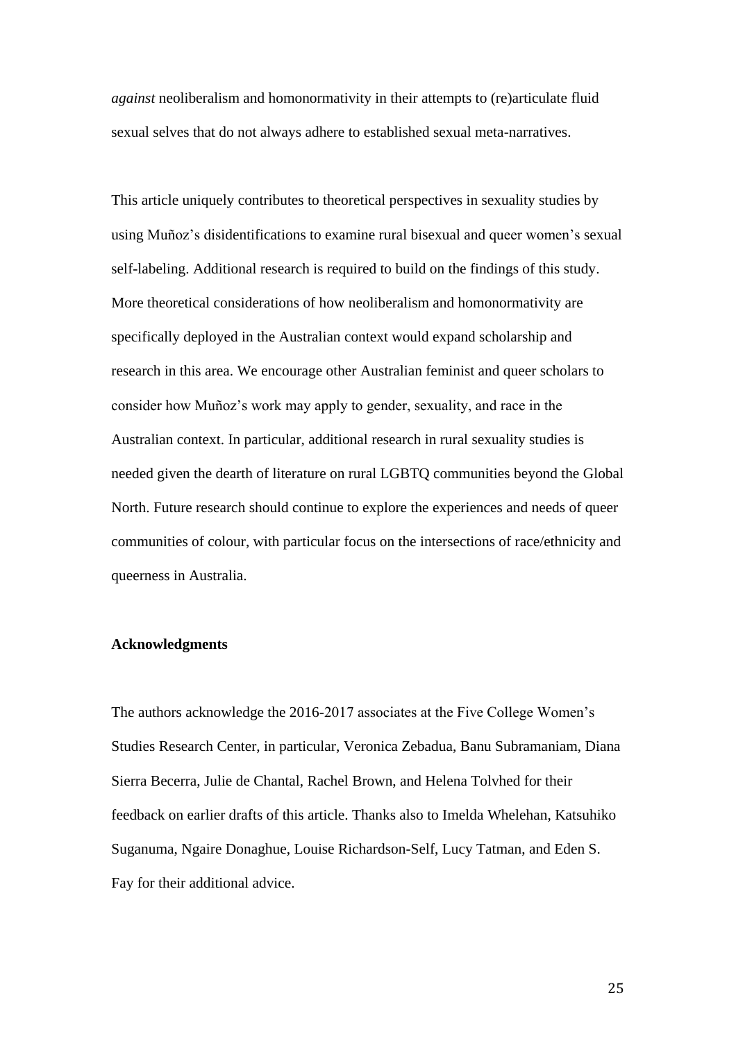*against* neoliberalism and homonormativity in their attempts to (re)articulate fluid sexual selves that do not always adhere to established sexual meta-narratives.

This article uniquely contributes to theoretical perspectives in sexuality studies by using Muñoz's disidentifications to examine rural bisexual and queer women's sexual self-labeling. Additional research is required to build on the findings of this study. More theoretical considerations of how neoliberalism and homonormativity are specifically deployed in the Australian context would expand scholarship and research in this area. We encourage other Australian feminist and queer scholars to consider how Muñoz's work may apply to gender, sexuality, and race in the Australian context. In particular, additional research in rural sexuality studies is needed given the dearth of literature on rural LGBTQ communities beyond the Global North. Future research should continue to explore the experiences and needs of queer communities of colour, with particular focus on the intersections of race/ethnicity and queerness in Australia.

**Acknowledgments**

The authors acknowledge the 2016-2017 associates at the Five College Women's Studies Research Center, in particular, Veronica Zebadua, Banu Subramaniam, Diana Sierra Becerra, Julie de Chantal, Rachel Brown, and Helena Tolvhed for their feedback on earlier drafts of this article. Thanks also to Imelda Whelehan, Katsuhiko Suganuma, Ngaire Donaghue, Louise Richardson-Self, Lucy Tatman, and Eden S. Fay for their additional advice.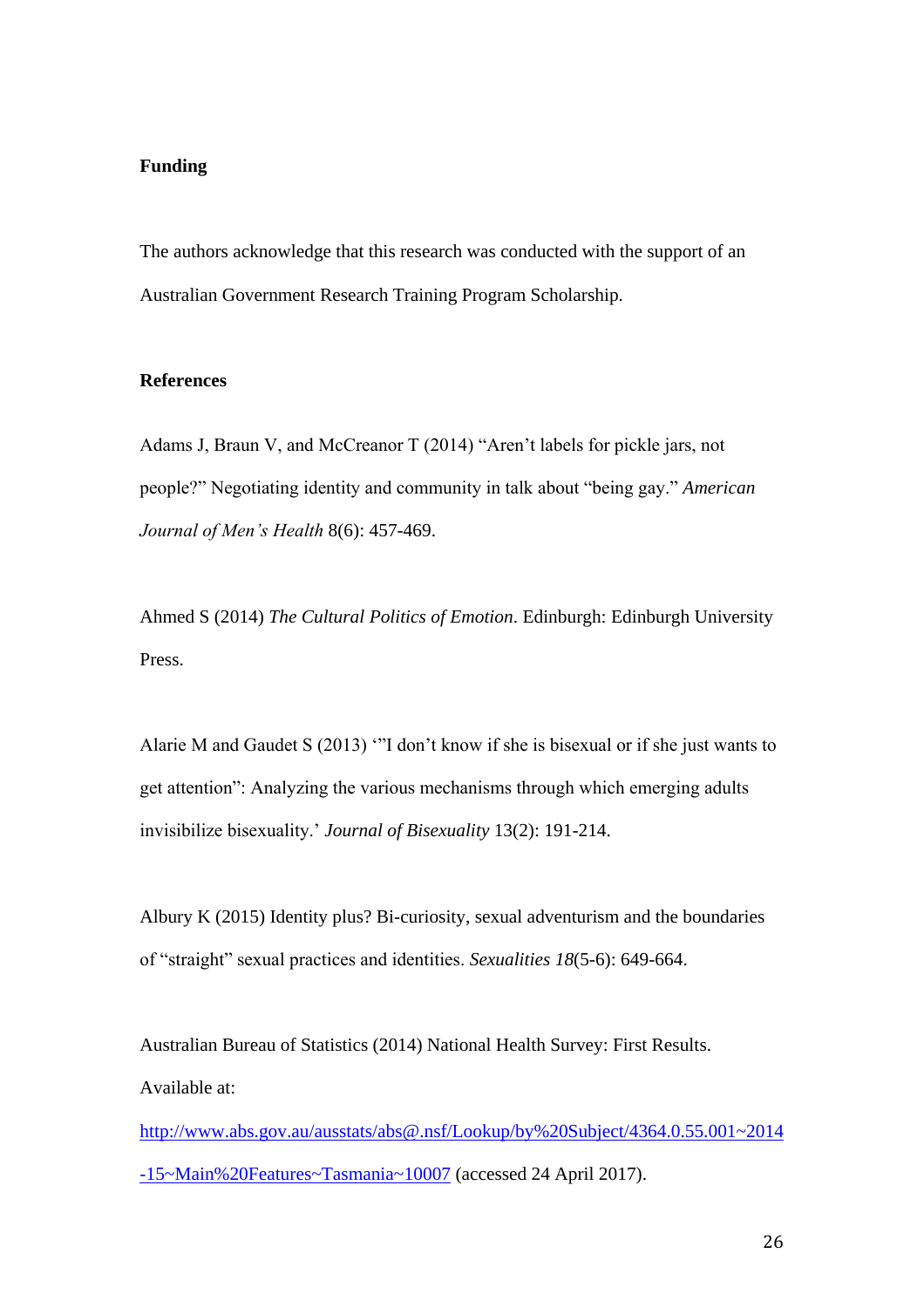## Funding

The authors acknowledge that this research was conducted with the support of an Australian Government Research Training Program Scholarship.

## References

Adams J, Braun V, and McCreanor T (2014) "Aren't labels for pickle jars, not people?" Negotiating identity and community in talk about "being gay." *American Journal of Men's Health* 8(6): 457-469.

Ahmed S (2014) *The Cultural Politics of Emotion*. Edinburgh: Edinburgh University Press.

Alarie M and Gaudet S (2013) '"I don't know if she is bisexual or if she just wants to get attention": Analyzing the various mechanisms through which emerging adults invisibilize bisexuality.' *Journal of Bisexuality* 13(2): 191-214.

Albury K (2015) Identity plus? Bi-curiosity, sexual adventurism and the boundaries of "straight" sexual practices and identities. *Sexualities 18*(5-6): 649-664.

Australian Bureau of Statistics (2014) National Health Survey: First Results. Available at: http://www.abs.gov.au/ausstats/abs@.nsf/Lookup/by%20Subject/4364.0.55.001~2014-15~Main%20Features~Tasmania~10007 (accessed 24 April 2017).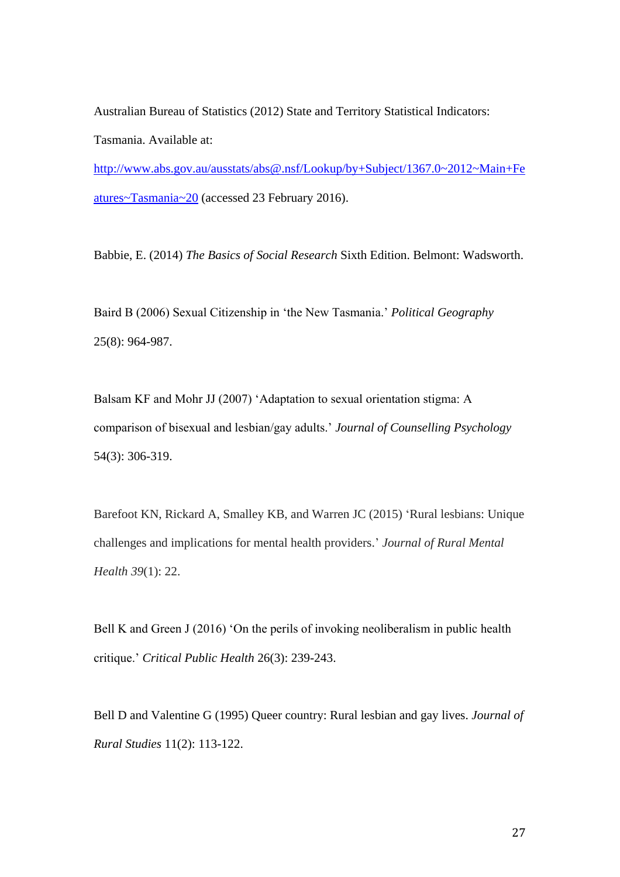Australian Bureau of Statistics (2012) State and Territory Statistical Indicators: Tasmania. Available at: [http://www.abs.gov.au/ausstats/abs@.nsf/Lookup/by+Subject/1367.0~2012~Main+Features~Tasmania~20](http://www.abs.gov.au/ausstats/abs@.nsf/Lookup/by+Subject/1367.0~2012~Main+Features~Tasmania~20) (accessed 23 February 2016).

Babbie, E. (2014) *The Basics of Social Research* Sixth Edition. Belmont: Wadsworth.

Baird B (2006) Sexual Citizenship in 'the New Tasmania.' *Political Geography* 25(8): 964-987.

Balsam KF and Mohr JJ (2007) 'Adaptation to sexual orientation stigma: A comparison of bisexual and lesbian/gay adults.' *Journal of Counselling Psychology* 54(3): 306-319.

Barefoot KN, Rickard A, Smalley KB, and Warren JC (2015) 'Rural lesbians: Unique challenges and implications for mental health providers.' *Journal of Rural Mental Health 39*(1): 22.

Bell K and Green J (2016) 'On the perils of invoking neoliberalism in public health critique.' *Critical Public Health* 26(3): 239-243.

Bell D and Valentine G (1995) Queer country: Rural lesbian and gay lives. *Journal of Rural Studies* 11(2): 113-122.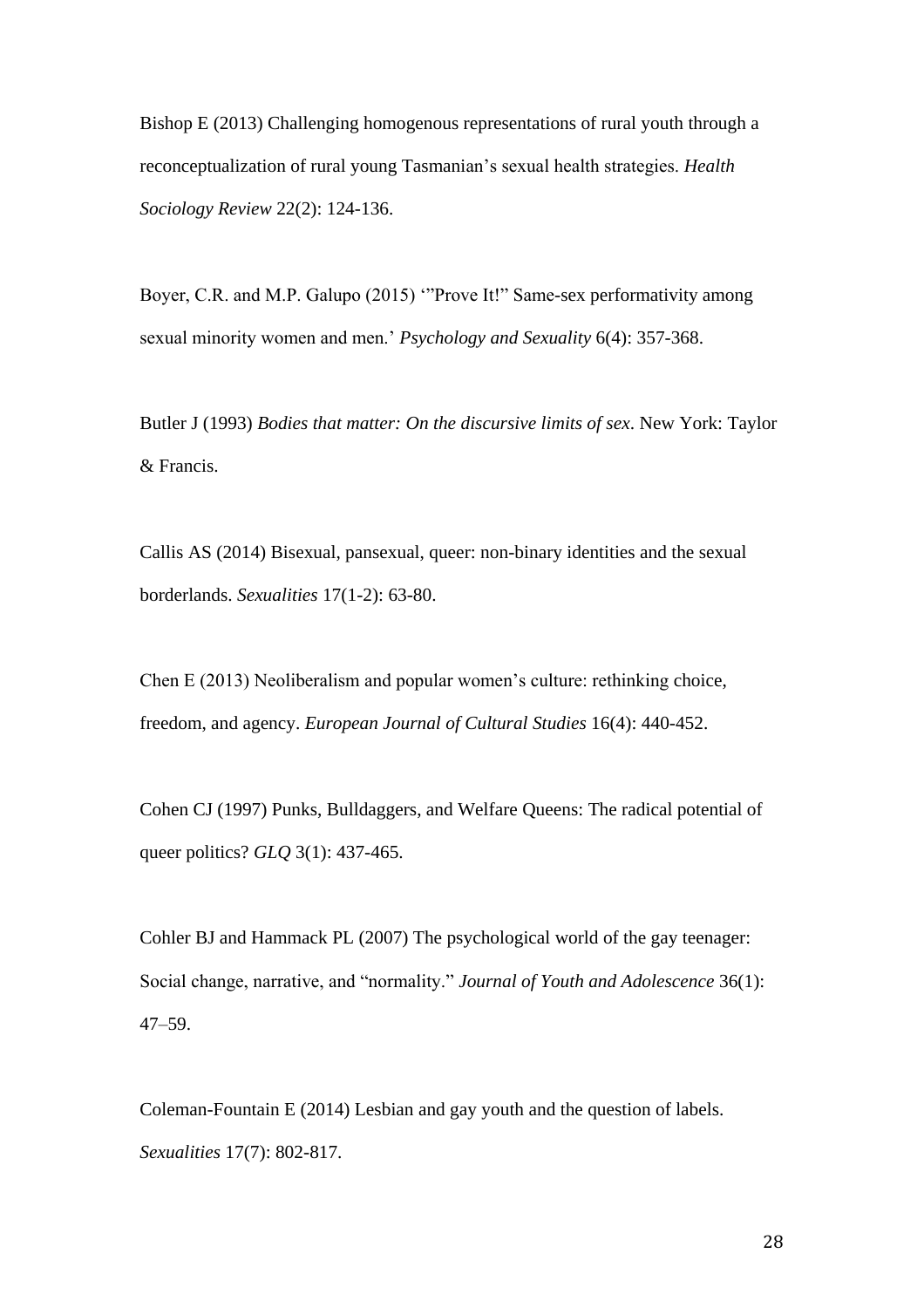Bishop E (2013) Challenging homogenous representations of rural youth through a reconceptualization of rural young Tasmanian's sexual health strategies. *Health Sociology Review* 22(2): 124-136.

Boyer, C.R. and M.P. Galupo (2015) '"Prove It!" Same-sex performativity among sexual minority women and men.' *Psychology and Sexuality* 6(4): 357-368.

Butler J (1993) *Bodies that matter: On the discursive limits of sex*. New York: Taylor & Francis.

Callis AS (2014) Bisexual, pansexual, queer: non-binary identities and the sexual borderlands. *Sexualities* 17(1-2): 63-80.

Chen E (2013) Neoliberalism and popular women's culture: rethinking choice, freedom, and agency. *European Journal of Cultural Studies* 16(4): 440-452.

Cohen CJ (1997) Punks, Bulldaggers, and Welfare Queens: The radical potential of queer politics? *GLQ* 3(1): 437-465.

Cohler BJ and Hammack PL (2007) The psychological world of the gay teenager: Social change, narrative, and "normality." *Journal of Youth and Adolescence* 36(1): 47–59.

Coleman-Fountain E (2014) Lesbian and gay youth and the question of labels. *Sexualities* 17(7): 802-817.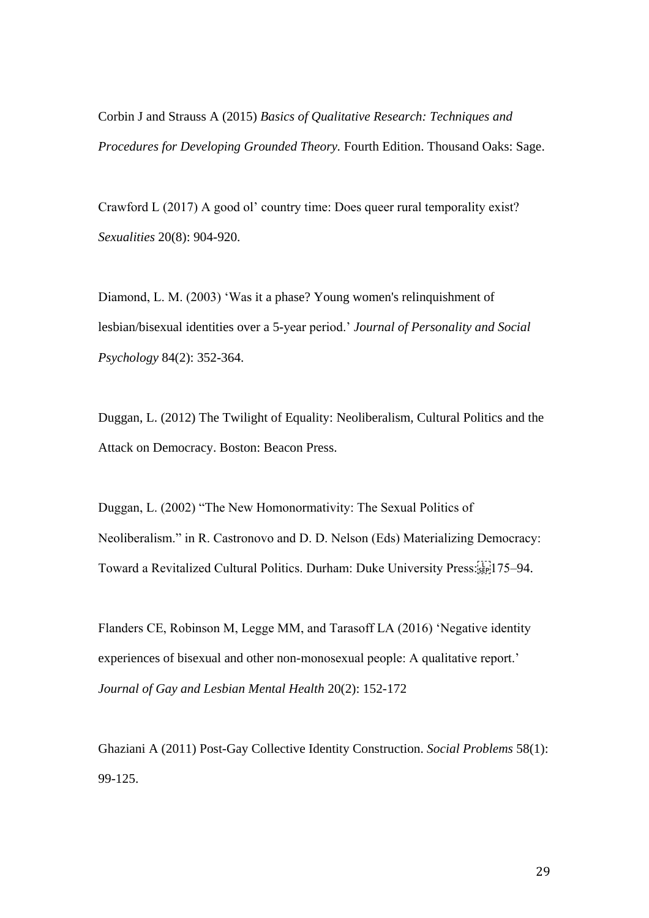Corbin J and Strauss A (2015) *Basics of Qualitative Research: Techniques and Procedures for Developing Grounded Theory.* Fourth Edition. Thousand Oaks: Sage.

Crawford L (2017) A good ol' country time: Does queer rural temporality exist? *Sexualities* 20(8): 904-920.

Diamond, L. M. (2003) 'Was it a phase? Young women's relinquishment of lesbian/bisexual identities over a 5-year period.' *Journal of Personality and Social Psychology* 84(2): 352-364.

Duggan, L. (2012) The Twilight of Equality: Neoliberalism, Cultural Politics and the Attack on Democracy. Boston: Beacon Press.

Duggan, L. (2002) "The New Homonormativity: The Sexual Politics of Neoliberalism." in R. Castronovo and D. D. Nelson (Eds) Materializing Democracy: Toward a Revitalized Cultural Politics. Durham: Duke University Press: 175–94.

Flanders CE, Robinson M, Legge MM, and Tarasoff LA (2016) 'Negative identity experiences of bisexual and other non-monosexual people: A qualitative report.' *Journal of Gay and Lesbian Mental Health* 20(2): 152-172

Ghaziani A (2011) Post-Gay Collective Identity Construction. *Social Problems* 58(1): 99-125.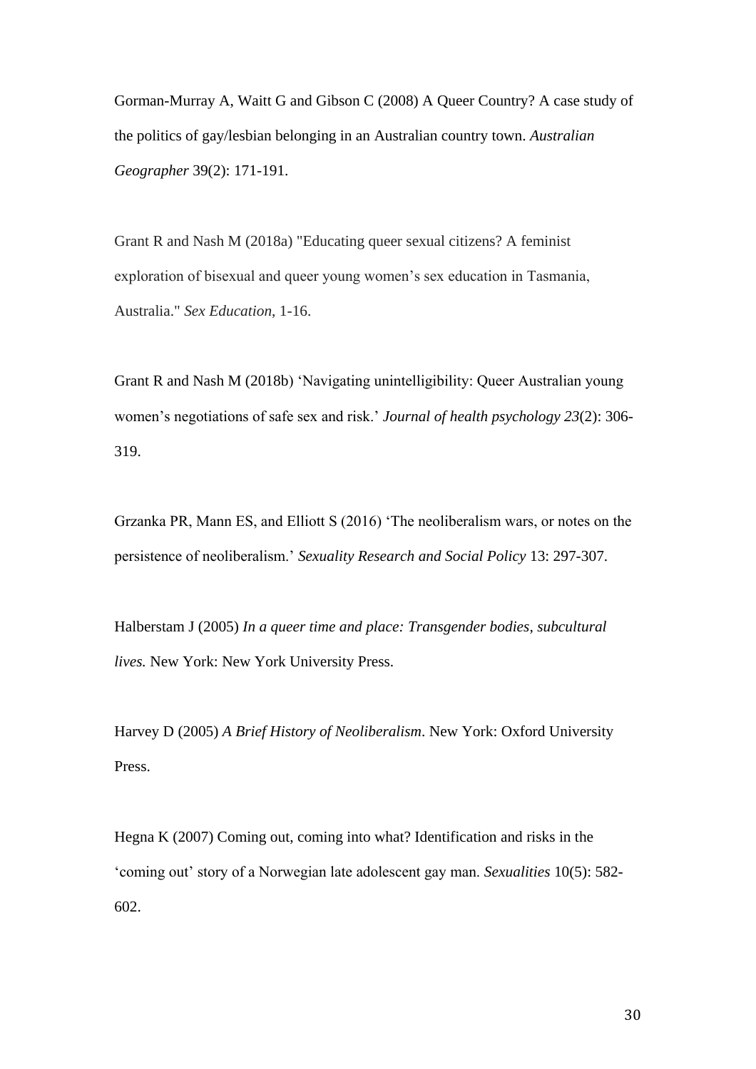Gorman-Murray A, Waitt G and Gibson C (2008) A Queer Country? A case study of the politics of gay/lesbian belonging in an Australian country town. *Australian Geographer* 39(2): 171-191.

Grant R and Nash M (2018a) "Educating queer sexual citizens? A feminist exploration of bisexual and queer young women's sex education in Tasmania, Australia." *Sex Education*, 1-16.

Grant R and Nash M (2018b) 'Navigating unintelligibility: Queer Australian young women's negotiations of safe sex and risk.' *Journal of health psychology 23*(2): 306-319.

Grzanka PR, Mann ES, and Elliott S (2016) 'The neoliberalism wars, or notes on the persistence of neoliberalism.' *Sexuality Research and Social Policy* 13: 297-307.

Halberstam J (2005) *In a queer time and place: Transgender bodies, subcultural lives.* New York: New York University Press.

Harvey D (2005) *A Brief History of Neoliberalism*. New York: Oxford University Press.

Hegna K (2007) Coming out, coming into what? Identification and risks in the 'coming out' story of a Norwegian late adolescent gay man. *Sexualities* 10(5): 582-602.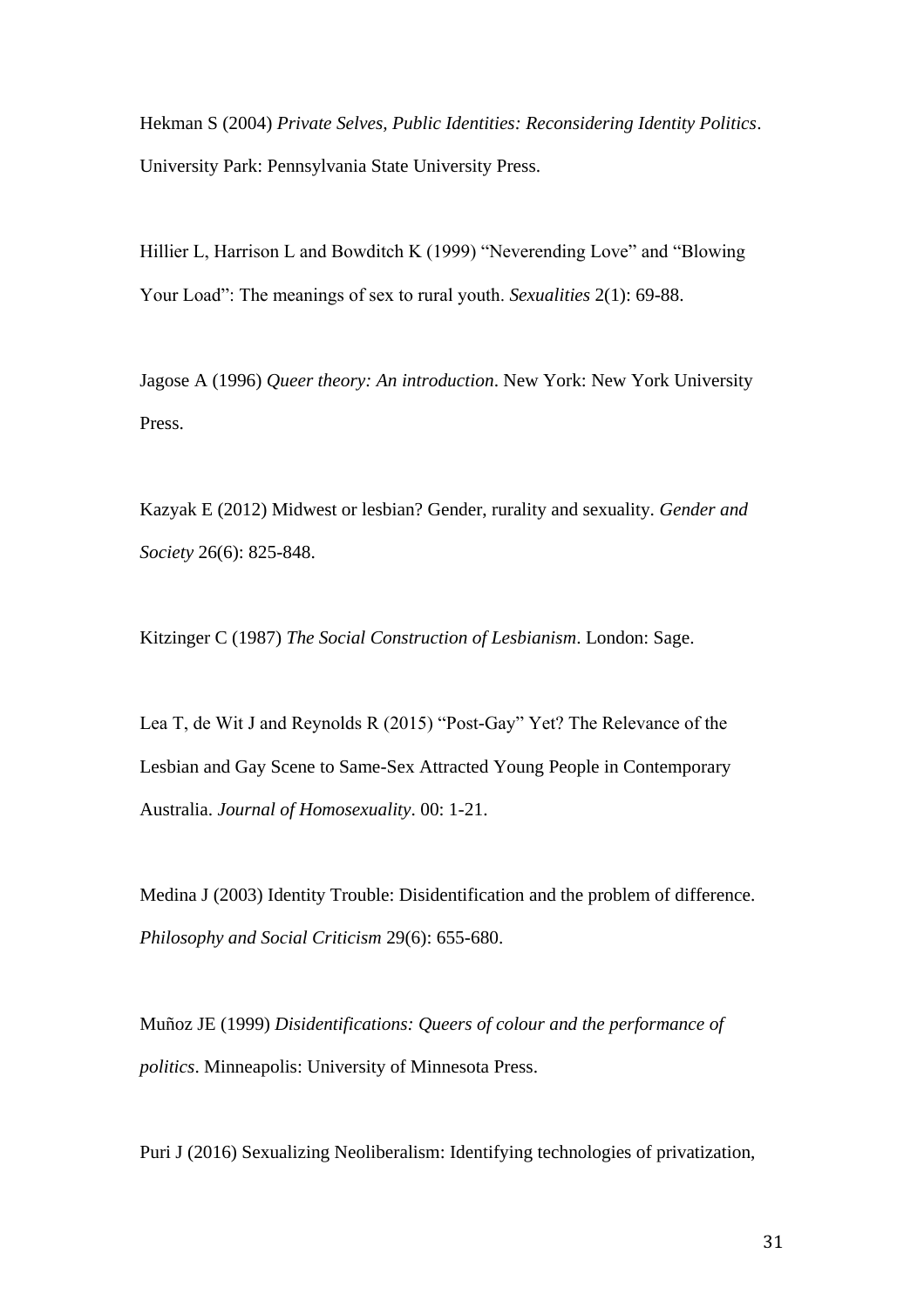Hekman S (2004) *Private Selves, Public Identities: Reconsidering Identity Politics*. University Park: Pennsylvania State University Press.

Hillier L, Harrison L and Bowditch K (1999) "Neverending Love" and "Blowing Your Load": The meanings of sex to rural youth. *Sexualities* 2(1): 69-88.

Jagose A (1996) *Queer theory: An introduction*. New York: New York University Press.

Kazyak E (2012) Midwest or lesbian? Gender, rurality and sexuality. *Gender and Society* 26(6): 825-848.

Kitzinger C (1987) *The Social Construction of Lesbianism*. London: Sage.

Lea T, de Wit J and Reynolds R (2015) "Post-Gay" Yet? The Relevance of the Lesbian and Gay Scene to Same-Sex Attracted Young People in Contemporary Australia. *Journal of Homosexuality*. 00: 1-21.

Medina J (2003) Identity Trouble: Disidentification and the problem of difference. *Philosophy and Social Criticism* 29(6): 655-680.

Muñoz JE (1999) *Disidentifications: Queers of colour and the performance of politics*. Minneapolis: University of Minnesota Press.

Puri J (2016) Sexualizing Neoliberalism: Identifying technologies of privatization,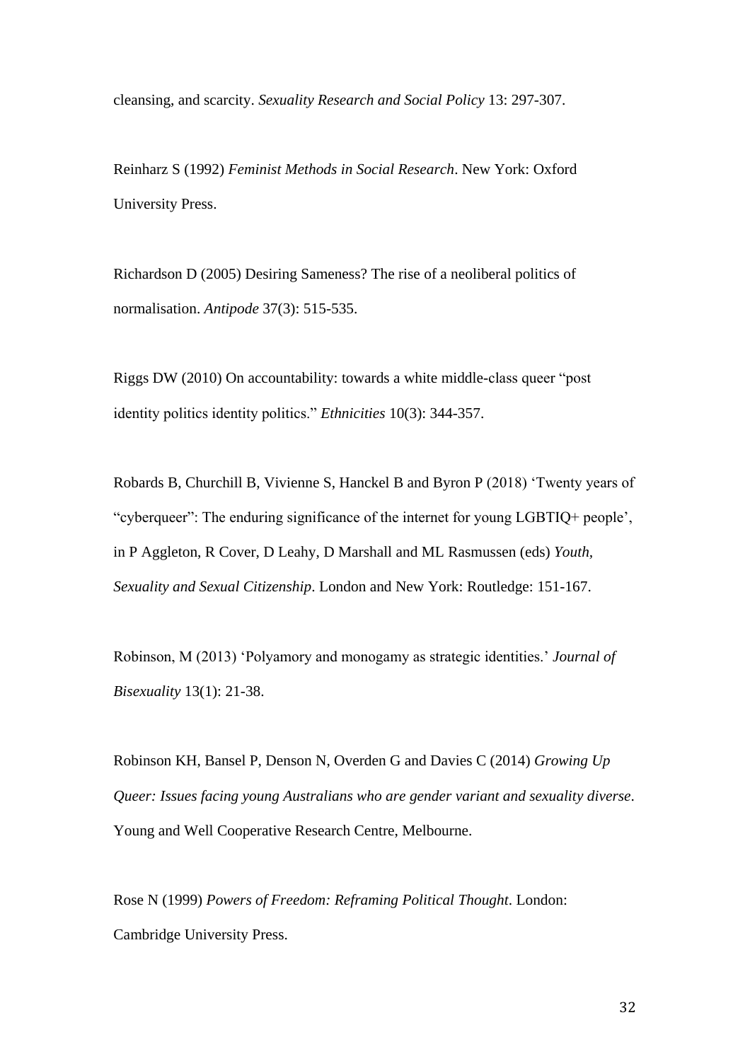cleansing, and scarcity. *Sexuality Research and Social Policy* 13: 297-307.

Reinharz S (1992) *Feminist Methods in Social Research*. New York: Oxford University Press.

Richardson D (2005) Desiring Sameness? The rise of a neoliberal politics of normalisation. *Antipode* 37(3): 515-535.

Riggs DW (2010) On accountability: towards a white middle-class queer "post identity politics identity politics." *Ethnicities* 10(3): 344-357.

Robards B, Churchill B, Vivienne S, Hanckel B and Byron P (2018) 'Twenty years of "cyberqueer": The enduring significance of the internet for young LGBTIQ+ people', in P Aggleton, R Cover, D Leahy, D Marshall and ML Rasmussen (eds) *Youth, Sexuality and Sexual Citizenship*. London and New York: Routledge: 151-167.

Robinson, M (2013) 'Polyamory and monogamy as strategic identities.' *Journal of Bisexuality* 13(1): 21-38.

Robinson KH, Bansel P, Denson N, Overden G and Davies C (2014) *Growing Up Queer: Issues facing young Australians who are gender variant and sexuality diverse*. Young and Well Cooperative Research Centre, Melbourne.

Rose N (1999) *Powers of Freedom: Reframing Political Thought*. London: Cambridge University Press.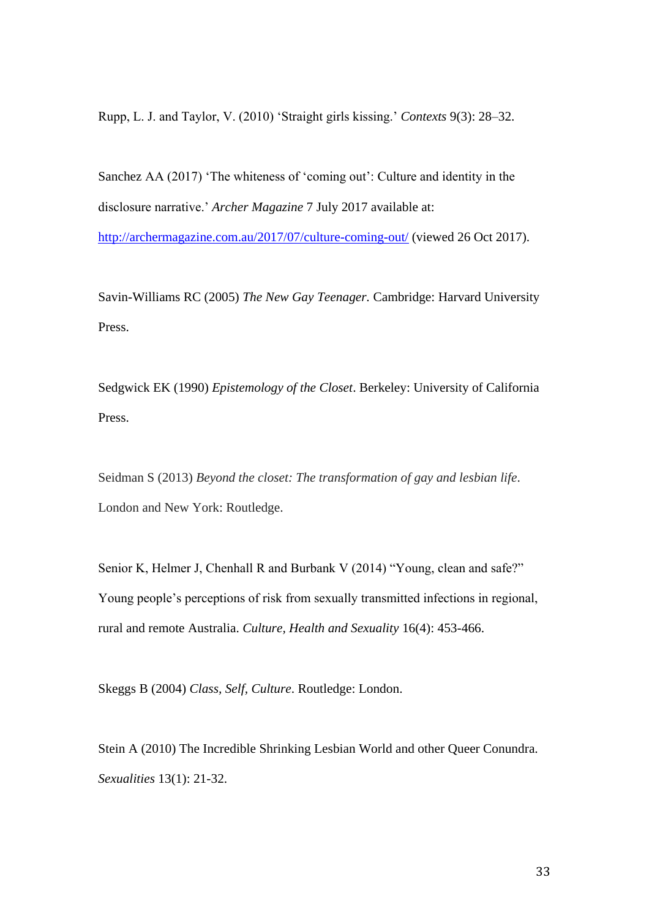Rupp, L. J. and Taylor, V. (2010) 'Straight girls kissing.' *Contexts* 9(3): 28–32.

Sanchez AA (2017) 'The whiteness of 'coming out': Culture and identity in the disclosure narrative.' *Archer Magazine* 7 July 2017 available at: http://archermagazine.com.au/2017/07/culture-coming-out/ (viewed 26 Oct 2017).

Savin-Williams RC (2005) *The New Gay Teenager*. Cambridge: Harvard University Press.

Sedgwick EK (1990) *Epistemology of the Closet*. Berkeley: University of California Press.

Seidman S (2013) *Beyond the closet: The transformation of gay and lesbian life*. London and New York: Routledge.

Senior K, Helmer J, Chenhall R and Burbank V (2014) "Young, clean and safe?" Young people's perceptions of risk from sexually transmitted infections in regional, rural and remote Australia. *Culture, Health and Sexuality* 16(4): 453-466.

Skeggs B (2004) *Class, Self, Culture*. Routledge: London.

Stein A (2010) The Incredible Shrinking Lesbian World and other Queer Conundra. *Sexualities* 13(1): 21-32.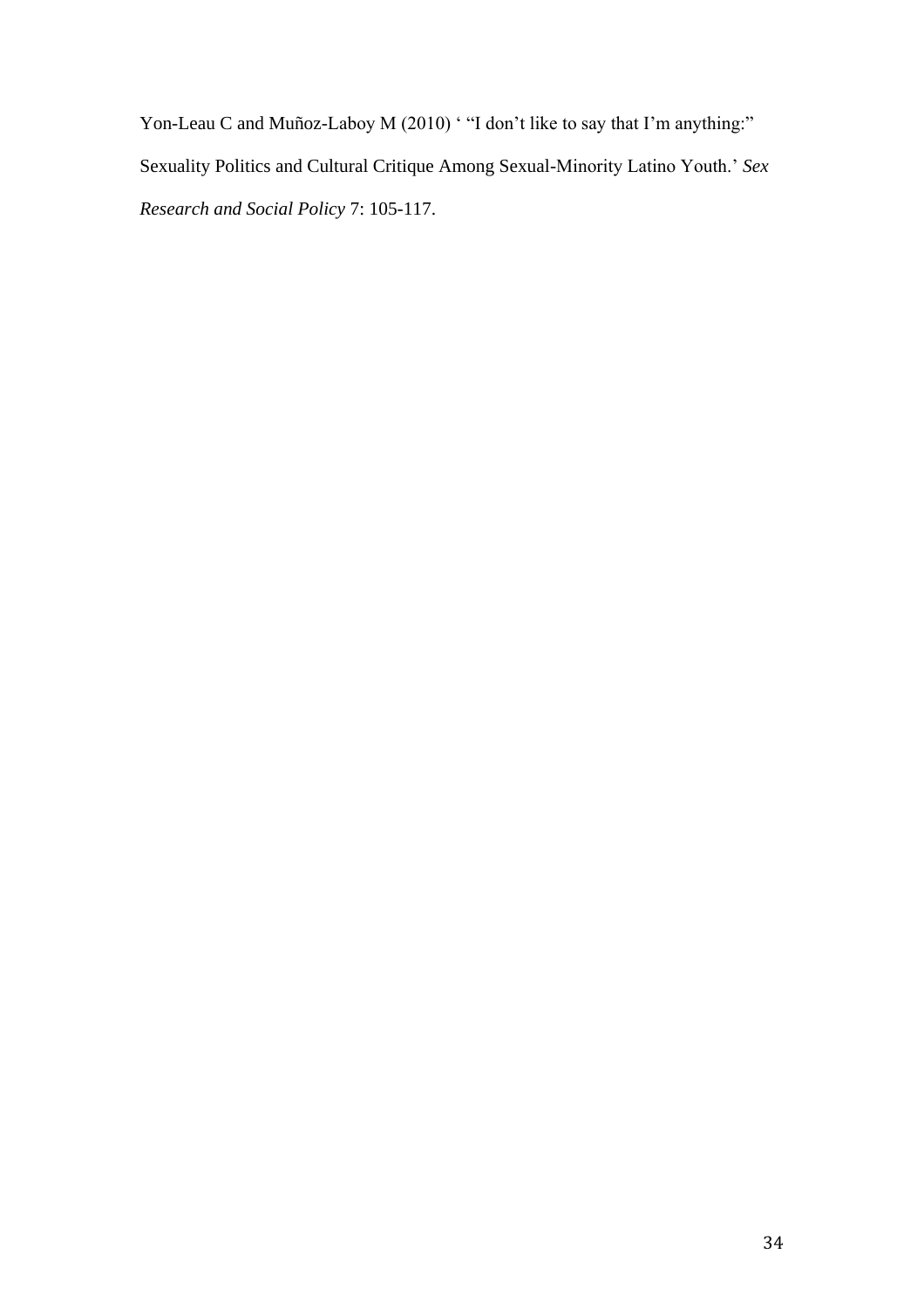Yon-Leau C and Muñoz-Laboy M (2010) ' "I don't like to say that I'm anything:" Sexuality Politics and Cultural Critique Among Sexual-Minority Latino Youth.' *Sex Research and Social Policy* 7: 105-117.